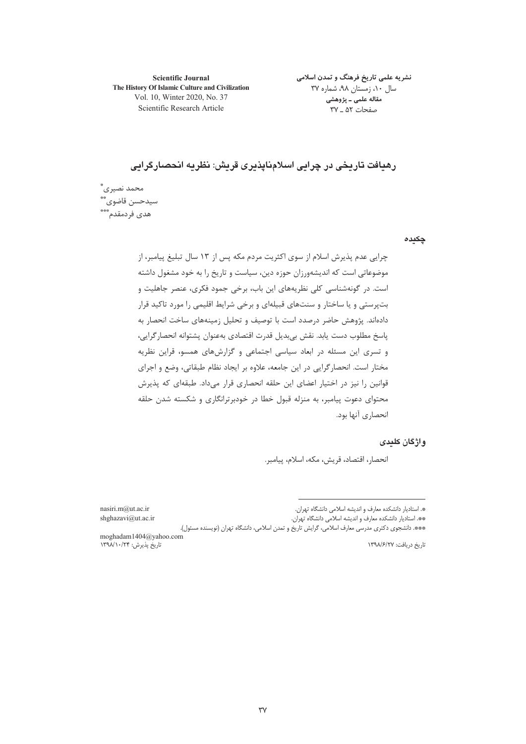# رهیافت تاریخی در چرایی اسلام‌ناپذیری قریش: نظریه انحصارگرایی

محمد نصیری[*]
سیدحسن قاضوی[**]
هدی فردمقدم[***]

## چکیده

چرایی عدم پذیرش اسلام از سوی اکثریت مردم مکه پس از ۱۳ سال تبلیغ پیامبر، از موضوعاتی است که اندیشه‌ورزان حوزه دین، سیاست و تاریخ را به خود مشغول داشته است. در گونه‌شناسی کلی نظریه‌های این باب، برخی جمود فکری، عنصر جاهلیت و بت‌پرستی و یا ساختار و سنت‌های قبیله‌ای و برخی شرایط اقلیمی را مورد تاکید قرار داده‌اند. پژوهش حاضر درصدد است با توصیف و تحلیل زمینه‌های ساخت انحصار به پاسخ مطلوب دست یابد. نقش بی‌بدیل قدرت اقتصادی به‌عنوان پشتوانه انحصارگرایی، و تسری این مسئله در ابعاد سیاسی اجتماعی و گزارش‌های همسو، قراین نظریه مختار است. انحصارگرایی در این جامعه، علاوه بر ایجاد نظام طبقاتی، وضع و اجرای قوانین را نیز در اختیار اعضای این حلقه انحصاری قرار می‌داد. طبقه‌ای که پذیرش محتوای دعوت پیامبر، به منزله قبول خطا در خودبرترانگاری و شکسته شدن حلقه انحصاری آنها بود.

## واژگان کلیدی

انحصار، اقتصاد، قریش، مکه، اسلام، پیامبر.

---

[*]. استادیار دانشکده معارف و اندیشه اسلامی دانشگاه تهران. nasiri.m@ut.ac.ir

[**]. استادیار دانشکده معارف و اندیشه اسلامی دانشگاه تهران. shghazavi@ut.ac.ir

[***]. دانشجوی دکتری مدرسی معارف اسلامی، گرایش تاریخ و تمدن اسلامی، دانشگاه تهران (نویسنده مسئول). moghadam1404@yahoo.com

تاریخ دریافت: ۱۳۹۸/۶/۲۷ تاریخ پذیرش: ۱۳۹۸/۱۰/۲۴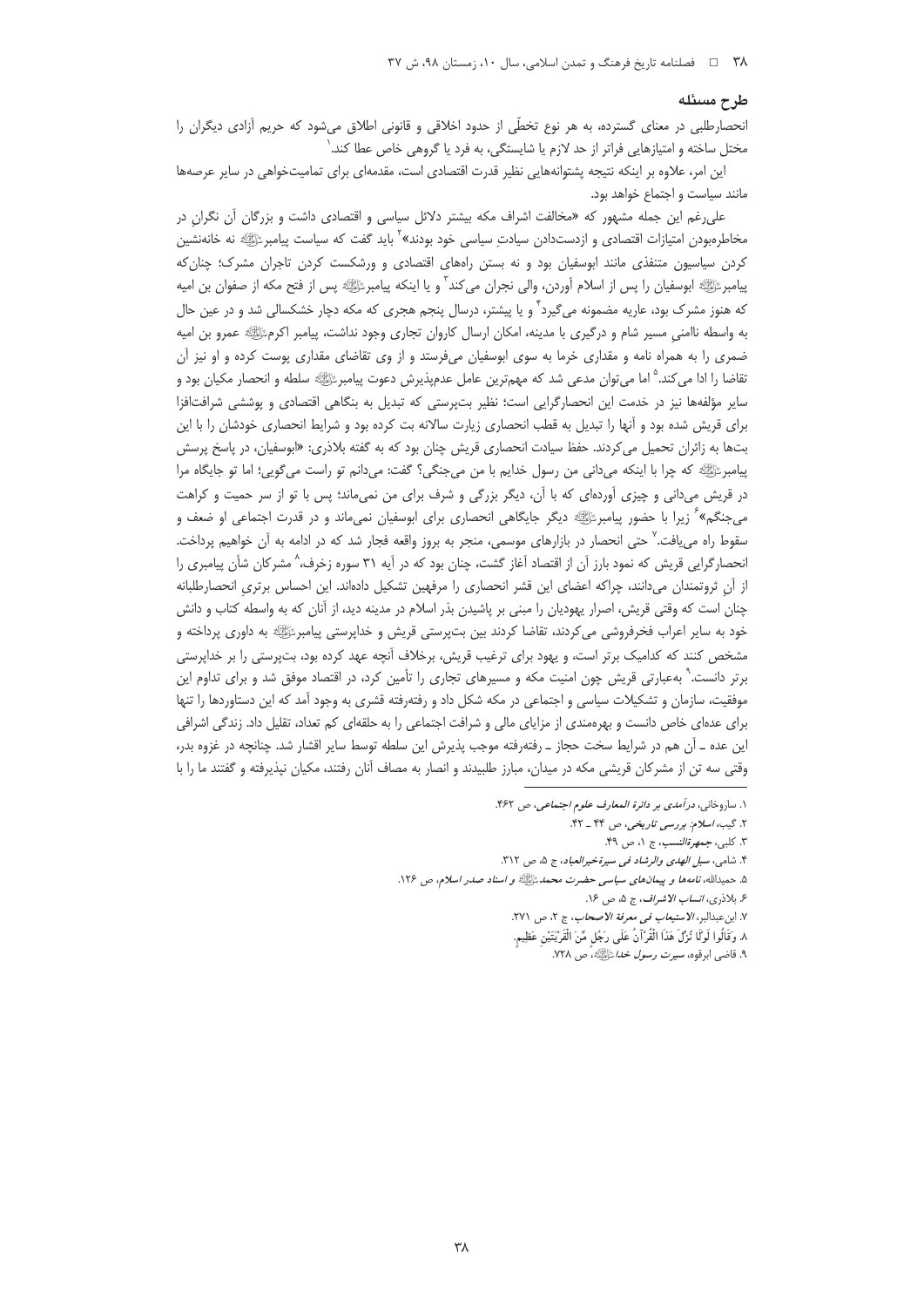## طرح مسئله

انحصارطلبی در معنای گسترده، به هر نوع تخطّی از حدود اخلاقی و قانونی اطلاق می‌شود که حریم آزادی دیگران را مختل ساخته و امتیازهایی فراتر از حد لازم یا شایستگی، به فرد یا گروهی خاص عطا کند.[1]

این امر، علاوه بر اینکه نتیجه پشتوانه‌هایی نظیر قدرت اقتصادی است، مقدمه‌ای برای تمامیت‌خواهی در سایر عرصه‌ها مانند سیاست و اجتماع خواهد بود.

علی‌رغم این جمله مشهور که «مخالفت اشراف مکه بیشتر دلائل سیاسی و اقتصادی داشت و بزرگان آن نگرانِ در مخاطره‌بودن امتیازات اقتصادی و ازدست‌دادن سیادتِ سیاسی خود بودند»[2] باید گفت که سیاست پیامبرﷺ نه خانه‌نشین کردن سیاسیون متنفذی مانند ابوسفیان بود و نه بستن راه‌های اقتصادی و ورشکست کردن تاجران مشرک؛ چنان‌که پیامبرﷺ ابوسفیان را پس از اسلام آوردن، والی نجران می‌کند[3] و یا اینکه پیامبرﷺ پس از فتح مکه از صفوان بن امیه که هنوز مشرک بود، عاریه مضمونه می‌گیرد[4] و یا پیشتر، درسال پنجم هجری که مکه دچار خشکسالی شد و در عین حال به واسطه ناامنی مسیر شام و درگیری با مدینه، امکان ارسال کاروان تجاری وجود نداشت، پیامبر اکرمﷺ عمرو بن امیه ضمری را به همراه نامه و مقداری خرما به سوی ابوسفیان می‌فرستد و از وی تقاضای مقداری پوست کرده و او نیز آن تقاضا را ادا می‌کند.[5] اما می‌توان مدعی شد که مهم‌ترین عامل عدم‌پذیرش دعوت پیامبرﷺ سلطه و انحصار مکیان بود و سایر مؤلفه‌ها نیز در خدمت این انحصارگرایی است؛ نظیر بت‌پرستی که تبدیل به بنگاهی اقتصادی و پوششی شرافت‌افزا برای قریش شده بود و آنها را تبدیل به قطب انحصاری زیارت سالانه بت کرده بود و شرایط انحصاری خودشان را با این بت‌ها به زائران تحمیل می‌کردند. حفظ سیادت انحصاری قریش چنان بود که به گفته بلاذری: «ابوسفیان، در پاسخ پرسش پیامبرﷺ که چرا با اینکه می‌دانی من رسول خدایم با من می‌جنگی؟ گفت: می‌دانم تو راست می‌گویی؛ اما تو جایگاه مرا در قریش می‌دانی و چیزی آورده‌ای که با آن، دیگر بزرگی و شرف برای من نمی‌ماند؛ پس با تو از سر حمیت و کراهت می‌جنگم»[6] زیرا با حضور پیامبرﷺ دیگر جایگاهی انحصاری برای ابوسفیان نمی‌ماند و در قدرت اجتماعی او ضعف و سقوط راه می‌یافت.[7] حتی انحصار در بازارهای موسمی، منجر به بروز واقعه فجار شد که در ادامه به آن خواهیم پرداخت. انحصارگرایی قریش که نمود بارز آن از اقتصاد آغاز گشت، چنان بود که در آیه ۳۱ سوره زخرف،[8] مشرکان شأن پیامبری را از آن ثروتمندان می‌دانند، چراکه اعضای این قشر انحصاری را مرفهین تشکیل داده‌اند. این احساس برتری انحصارطلبانه چنان است که وقتی قریش، اصرار یهودیان را مبنی بر پاشیدن بذر اسلام در مدینه دید، از آنان که به واسطه کتاب و دانش خود به سایر اعراب فخرفروشی می‌کردند، تقاضا کردند بین بت‌پرستی قریش و خداپرستی پیامبرﷺ به داوری پرداخته و مشخص کنند که کدامیک برتر است، و یهود برای ترغیب قریش، برخلاف آنچه عهد کرده بود، بت‌پرستی را بر خداپرستی برتر دانست.[9] به‌عبارتی قریش چون امنیت مکه و مسیرهای تجاری را تأمین کرد، در اقتصاد موفق شد و برای تداوم این موفقیت، سازمان و تشکیلات سیاسی و اجتماعی در مکه شکل داد و رفته‌رفته قشری به وجود آمد که این دستاوردها را تنها برای عده‌ای خاص دانست و بهره‌مندی از مزایای مالی و شرافت اجتماعی را به حلقه‌ای کم تعداد، تقلیل داد. زندگی اشرافی این عده ـ آن هم در شرایط سخت حجاز ـ رفته‌رفته موجب پذیرش این سلطه توسط سایر اقشار شد. چنانچه در غزوه بدر، وقتی سه تن از مشرکان قریشی مکه در میدان، مبارز طلبیدند و انصار به مصاف آنان رفتند، مکیان نپذیرفته و گفتند ما را با

---

۱. ساروخانی، *درآمدی بر دائرة المعارف علوم اجتماعی*، ص ۴۶۲.
۲. گیب، *اسلام: بررسی تاریخی*، ص ۴۴ ـ ۴۲.
۳. کلبی، *جمهرةالنسب*، ج ۱، ص ۴۹.
۴. شامی، *سبل الهدی والرشاد فی سیرةخیرالعباد*، ج ۵، ص ۳۱۲.
۵. حمیدالله، *نامه‌ها و پیمان‌های سیاسی حضرت محمد*ﷺ *و اسناد صدر اسلام*، ص ۱۲۶.
۶. بلاذری، *انساب الاشراف*، ج ۵، ص ۱۶.
۷. ابن‌عبدالبر، *الاستیعاب فی معرفة الاصحاب*، ج ۲، ص ۲۷۱.
۸. وَقَالُوا لَوْلَا نُزِّلَ هَذَا الْقُرْآنُ عَلَى رَجُلٍ مِّنَ الْقَرْيَتَيْنِ عَظِيمٍ.
۹. قاضی ابرقوه، *سیرت رسول خدا*ﷺ، ص ۷۲۸.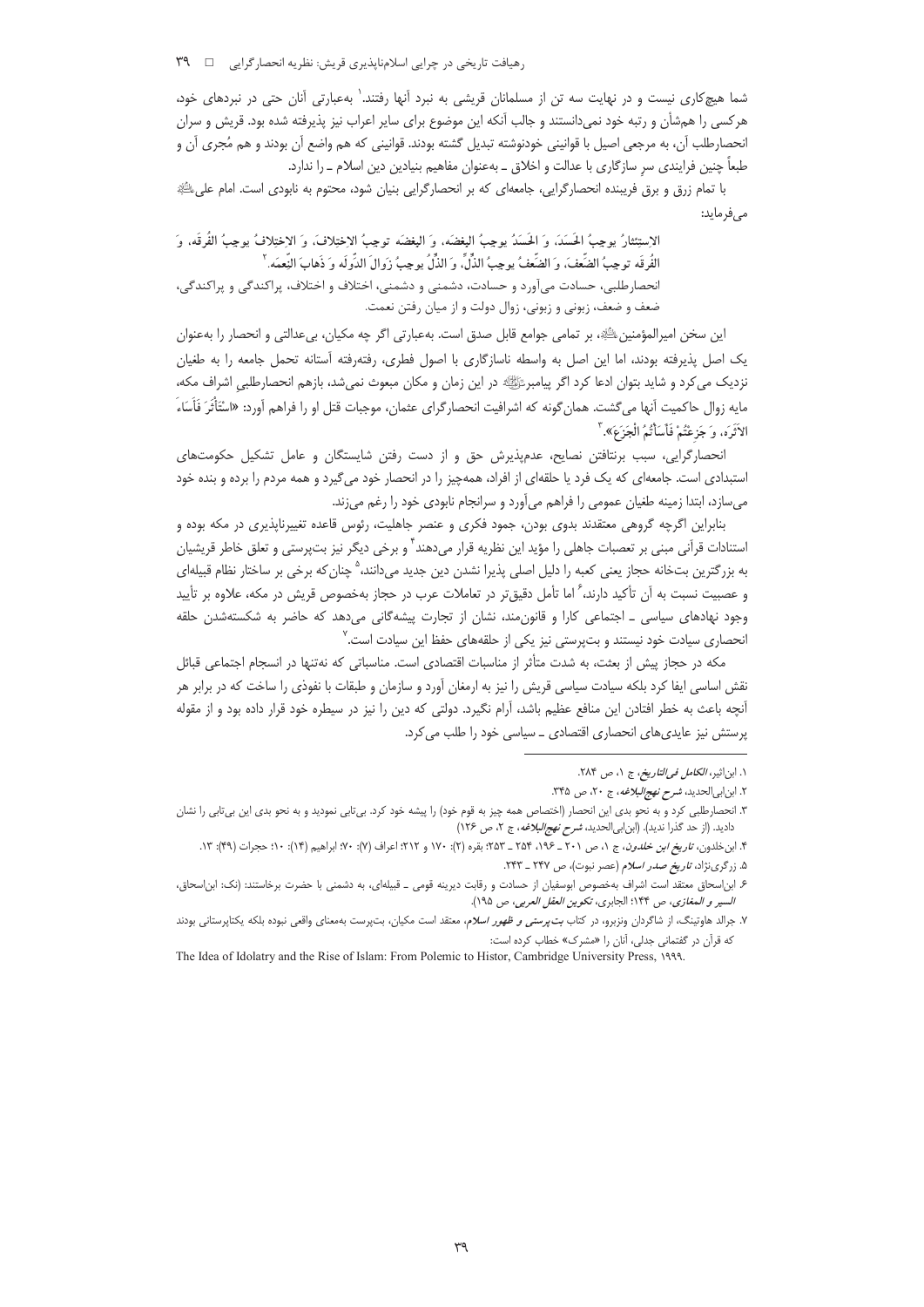شما هیچ‌کاری نیست و در نهایت سه تن از مسلمانان قریشی به نبرد آنها رفتند.[1] به‌عبارتی آنان حتی در نبردهای خود، هرکسی را هم‌شأن و رتبه خود نمی‌دانستند و جالب آنکه این موضوع برای سایر اعراب نیز پذیرفته شده بود. قریش و سران انحصارطلب آن، به مرجعی اصیل با قوانینی خودنوشته تبدیل گشته بودند. قوانینی که هم واضع آن بودند و هم مُجری آن و طبعاً چنین فرایندی سرِ سازگاری با عدالت و اخلاق ـ به‌عنوان مفاهیم بنیادین دین اسلام ـ را ندارد.

با تمام زرق و برق فریبنده انحصارگرایی، جامعه‌ای که بر انحصارگرایی بنیان شود، محتوم به نابودی است. امام علی﷣ می‌فرماید:

الاستِئثارُ یوجِبُ الحَسَدَ، وَ الحَسَدُ یوجِبُ البِغضَه، وَ البِغضَه توجِبُ الاختِلافَ، وَ الاختِلافُ یوجِبُ الفُرقَه، وَ الفُرقَه توجِبُ الضَّعفَ، وَ الضَّعفُ یوجِبُ الذُّلَّ، وَ الذُّلُّ یوجِبُ زَوالَ الدَّولَه وَ ذَهابَ النِّعمَه.[2]

انحصارطلبی، حسادت می‌آورد و حسادت، دشمنی و دشمنی، اختلاف و اختلاف، پراکندگی و پراکندگی، ضعف و ضعف، زبونی و زبونی، زوال دولت و از میان رفتن نعمت.

این سخن امیرالمؤمنین﷣، بر تمامی جوامع قابل صدق است. به‌عبارتی اگر چه مکیان، بی‌عدالتی و انحصار را به‌عنوان یک اصل پذیرفته بودند، اما این اصل به واسطه ناسازگاری با اصول فطری، رفته‌رفته آستانه تحمل جامعه را به طغیان نزدیک می‌کرد و شاید بتوان ادعا کرد اگر پیامبرﷺ در این زمان و مکان مبعوث نمی‌شد، بازهم انحصارطلبیِ اشراف مکه، مایه زوال حاکمیت آنها می‌گشت. همان‌گونه که اشرافیت انحصارگرای عثمان، موجبات قتل او را فراهم آورد: «اسْتَأْثَرَ فَأَسَاءَ الاثَرَه، وَ جَزِعْتُمْ فَأَسَأْتُمُ الْجَزَعَ».[3]

انحصارگرایی، سبب برنتافتن نصایح، عدم‌پذیرش حق و از دست رفتن شایستگان و عامل تشکیل حکومت‌های استبدادی است. جامعه‌ای که یک فرد یا حلقه‌ای از افراد، همه‌چیز را در انحصار خود می‌گیرد و همه مردم را برده و بنده خود می‌سازد، ابتدا زمینه طغیان عمومی را فراهم می‌آورد و سرانجام نابودی خود را رغم می‌زند.

بنابراین اگرچه گروهی معتقدند بدوی بودن، جمود فکری و عنصر جاهلیت، رئوس قاعده تغییرناپذیری در مکه بوده و استنادات قرآنی مبنی بر تعصبات جاهلی را مؤید این نظریه قرار می‌دهند[4] و برخی دیگر نیز بت‌پرستی و تعلق خاطر قریشیان به بزرگترین بتخانه حجاز یعنی کعبه را دلیل اصلی پذیرا نشدن دین جدید می‌دانند،[5] چنان‌که برخی بر ساختار نظام قبیله‌ای و عصبیت نسبت به آن تأکید دارند،[6] اما تأمل دقیق‌تر در تعاملات عرب در حجاز به‌خصوص قریش در مکه، علاوه بر تأیید وجود نهادهای سیاسی ـ اجتماعی کارا و قانون‌مند، نشان از تجارت پیشه‌گانی می‌دهد که حاضر به شکسته‌شدن حلقه انحصاری سیادت خود نیستند و بت‌پرستی نیز یکی از حلقه‌های حفظ این سیادت است.[7]

مکه در حجاز پیش از بعثت، به شدت متأثر از مناسبات اقتصادی است. مناسباتی که نه‌تنها در انسجام اجتماعی قبائل نقش اساسی ایفا کرد بلکه سیادت سیاسی قریش را نیز به ارمغان آورد و سازمان و طبقات با نفوذی را ساخت که در برابر هر آنچه باعث به خطر افتادن این منافع عظیم باشد، آرام نگیرد. دولتی که دین را نیز در سیطره خود قرار داده بود و از مقوله پرستش نیز عایدی‌های انحصاری اقتصادی ـ سیاسی خود را طلب می‌کرد.

---

۱. ابن‌اثیر، *الکامل فی‌التاریخ*، ج ۱، ص ۲۸۴.

۲. ابن‌ابی‌الحدید، *شرح نهج‌البلاغه*، ج ۲۰، ص ۳۴۵.

۳. انحصارطلبی کرد و به نحو بدی این انحصار (اختصاص همه چیز به قوم خود) را پیشه خود کرد. بی‌تابی نمودید و به نحو بدی این بی‌تابی را نشان دادید. (از حد گذرا ندید). (ابن‌ابی‌الحدید، *شرح نهج‌البلاغه*، ج ۲، ص ۱۲۶)

۴. ابن‌خلدون، *تاریخ ابن خلدون*، ج ۱، ص ۲۰۱ ـ ۱۹۶، ۲۵۴ ـ ۲۵۳؛ بقره (۲): ۱۷۰ و ۲۱۲؛ اعراف (۷): ۷۰؛ ابراهیم (۱۴): ۱۰؛ حجرات (۴۹): ۱۳.

۵. زرگری‌نژاد، *تاریخ صدر اسلام* (عصر نبوت)، ص ۲۴۷ ـ ۲۴۳.

۶. ابن‌اسحاق معتقد است اشراف به‌خصوص ابوسفیان از حسادت و رقابت دیرینه قومی ـ قبیله‌ای، به دشمنی با حضرت برخاستند: (نک: ابن‌اسحاق، *السیر و المغازی*، ص ۱۴۴؛ الجابری، *تکوین العقل العربی*، ص ۱۹۵).

۷. جرالد هاوتینگ، از شاگردان ونزبرو، در کتاب *بت‌پرستی و ظهور اسلام*، معتقد است مکیان، بت‌پرست به‌معنای واقعی نبوده بلکه یکتاپرستانی بودند که قرآن در گفتمانی جدلی، آنان را «مشرک» خطاب کرده است:

The Idea of Idolatry and the Rise of Islam: From Polemic to Histor, Cambridge University Press, 1999.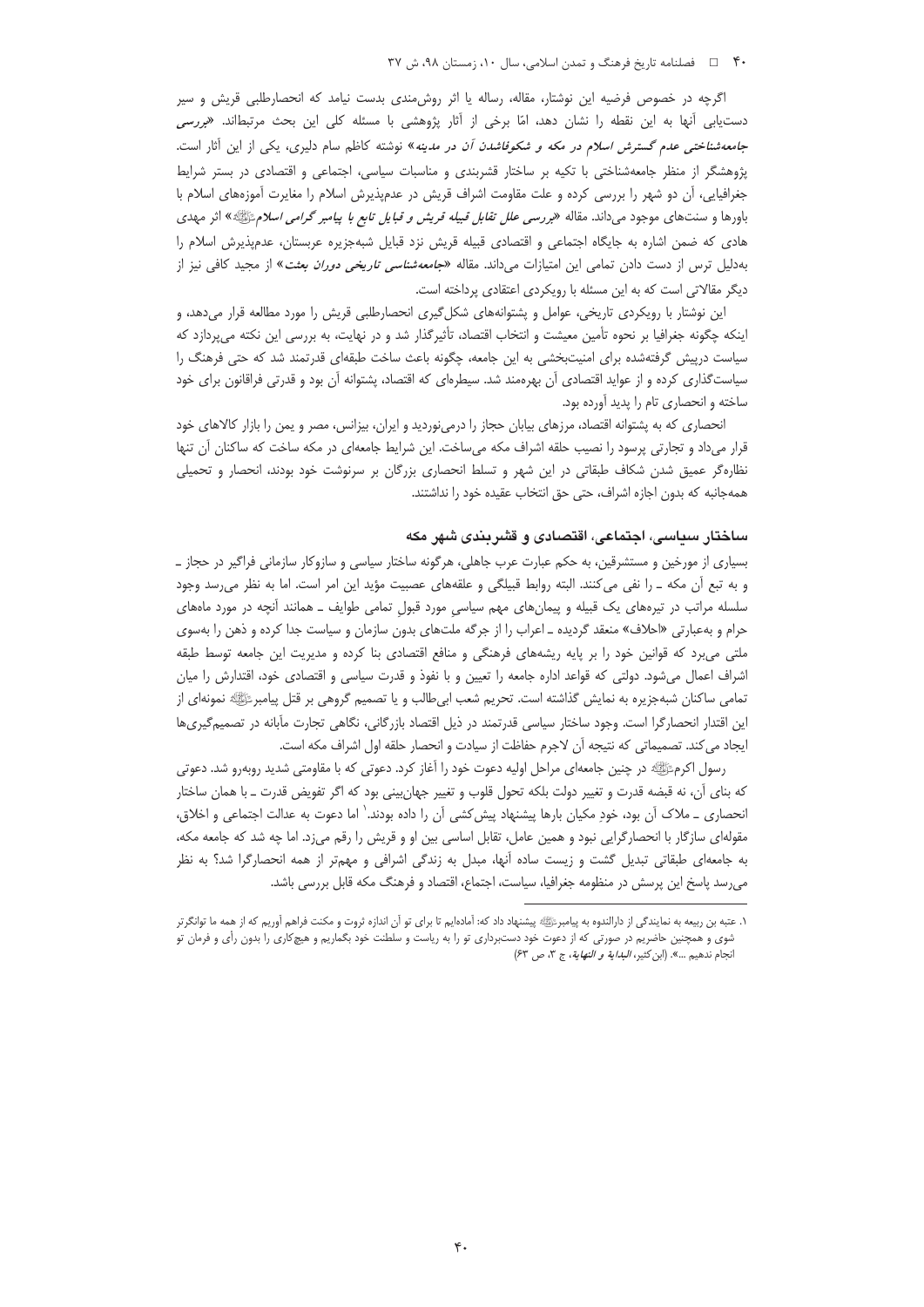اگرچه در خصوص فرضیه این نوشتار، مقاله، رساله یا اثر روش‌مندی بدست نیامد که انحصارطلبی قریش و سیر دست‌یابی آنها به این نقطه را نشان دهد، امّا برخی از آثار پژوهشی با مسئله کلی این بحث مرتبط‌اند. «*بررسی جامعه‌شناختی عدم گسترش اسلام در مکه و شکوفاشدن آن در مدینه*» نوشته کاظم سام دلیری، یکی از این آثار است. پژوهشگر از منظر جامعه‌شناختی با تکیه بر ساختار قشربندی و مناسبات سیاسی، اجتماعی و اقتصادی در بستر شرایط جغرافیایی، آن دو شهر را بررسی کرده و علت مقاومت اشراف قریش در عدم‌پذیرش اسلام را مغایرت آموزه‌های اسلام با باورها و سنت‌های موجود می‌داند. مقاله «*بررسی علل تقابل قبیله قریش و قبایل تابع با پیامبر گرامی اسلامﷺ*» اثر مهدی هادی که ضمن اشاره به جایگاه اجتماعی و اقتصادی قبیله قریش نزد قبایل شبه‌جزیره عربستان، عدم‌پذیرش اسلام را به‌دلیل ترس از دست دادن تمامی این امتیازات می‌داند. مقاله «*جامعه‌شناسی تاریخی دوران بعثت*» از مجید کافی نیز از دیگر مقالاتی است که به این مسئله با رویکردی اعتقادی پرداخته است.

این نوشتار با رویکردی تاریخی، عوامل و پشتوانه‌های شکل‌گیری انحصارطلبی قریش را مورد مطالعه قرار می‌دهد، و اینکه چگونه جغرافیا بر نحوه تأمین معیشت و انتخاب اقتصاد، تأثیرگذار شد و در نهایت، به بررسی این نکته می‌پردازد که سیاست درپیش گرفته‌شده برای امنیت‌بخشی به این جامعه، چگونه باعث ساخت طبقه‌ای قدرتمند شد که حتی فرهنگ را سیاست‌گذاری کرده و از عواید اقتصادی آن بهره‌مند شد. سیطره‌ای که اقتصاد، پشتوانه آن بود و قدرتی فراقانون برای خود ساخته و انحصاری تام را پدید آورده بود.

انحصاری که به پشتوانه اقتصاد، مرزهای بیابان حجاز را درمی‌نوردید و ایران، بیزانس، مصر و یمن را بازار کالاهای خود قرار می‌داد و تجارتی پرسود را نصیب حلقه اشراف مکه می‌ساخت. این شرایط جامعه‌ای در مکه ساخت که ساکنان آن تنها نظاره‌گر عمیق شدن شکاف طبقاتی در این شهر و تسلط انحصاری بزرگان بر سرنوشت خود بودند، انحصار و تحمیلی همه‌جانبه که بدون اجازه اشراف، حتی حق انتخاب عقیده خود را نداشتند.

## ساختار سیاسی، اجتماعی، اقتصادی و قشربندی شهر مکه

بسیاری از مورخین و مستشرقین، به حکم عبارت عرب جاهلی، هرگونه ساختار سیاسی و سازوکار سازمانی فراگیر در حجاز ـ و به تبع آن مکه ـ را نفی می‌کنند. البته روابط قبیلگی و علقه‌های عصبیت مؤید این امر است. اما به نظر می‌رسد وجود سلسله مراتب در تیره‌های یک قبیله و پیمان‌های مهم سیاسی مورد قبولِ تمامی طوایف ـ همانند آنچه در مورد ماه‌های حرام و به‌عبارتی «احلاف» منعقد گردیده ـ اعراب را از جرگه ملت‌های بدون سازمان و سیاست جدا کرده و ذهن را به‌سوی ملتی می‌برد که قوانین خود را بر پایه ریشه‌های فرهنگی و منافع اقتصادی بنا کرده و مدیریت این جامعه توسط طبقه اشراف اعمال می‌شود. دولتی که قواعد اداره جامعه را تعیین و با نفوذ و قدرت سیاسی و اقتصادی خود، اقتدارش را میان تمامی ساکنان شبه‌جزیره به نمایش گذاشته است. تحریم شعب ابی‌طالب و یا تصمیم گروهی بر قتل پیامبرﷺ نمونه‌ای از این اقتدار انحصارگرا است. وجود ساختار سیاسی قدرتمند در ذیل اقتصاد بازرگانی، نگاهی تجارت مآبانه در تصمیم‌گیری‌ها ایجاد می‌کند. تصمیماتی که نتیجه آن لاجرم حفاظت از سیادت و انحصار حلقه اول اشراف مکه است.

رسول اکرمﷺ در چنین جامعه‌ای مراحل اولیه دعوت خود را آغاز کرد. دعوتی که با مقاومتی شدید روبه‌رو شد. دعوتی که بنای آن، نه قبضه قدرت و تغییر دولت بلکه تحول قلوب و تغییر جهان‌بینی بود که اگر تفویض قدرت ـ با همان ساختار انحصاری ـ ملاک آن بود، خودِ مکیان بارها پیشنهاد پیش‌کشی آن را داده بودند.[1] اما دعوت به عدالت اجتماعی و اخلاق، مقوله‌ای سازگار با انحصارگرایی نبود و همین عامل، تقابل اساسی بین او و قریش را رقم می‌زد. اما چه شد که جامعه مکه، به جامعه‌ای طبقاتی تبدیل گشت و زیست ساده آنها، مبدل به زندگی اشرافی و مهم‌تر از همه انحصارگرا شد؟ به نظر می‌رسد پاسخ این پرسش در منظومه جغرافیا، سیاست، اجتماع، اقتصاد و فرهنگ مکه قابل بررسی باشد.

---

۱. عتبه بن ربیعه به نمایندگی از دارالندوه به پیامبرﷺ پیشنهاد داد که: آماده‌ایم تا برای تو آن اندازه ثروت و مکنت فراهم آوریم که از همه ما توانگرتر شوی و همچنین حاضریم در صورتی که از دعوت خود دست‌برداری تو را به ریاست و سلطنت خود بگماریم و هیچ‌کاری را بدون رأی و فرمان تو انجام ندهیم ...». (ابن‌کثیر، *البدایة و النهایة*، ج ۳، ص ۶۳)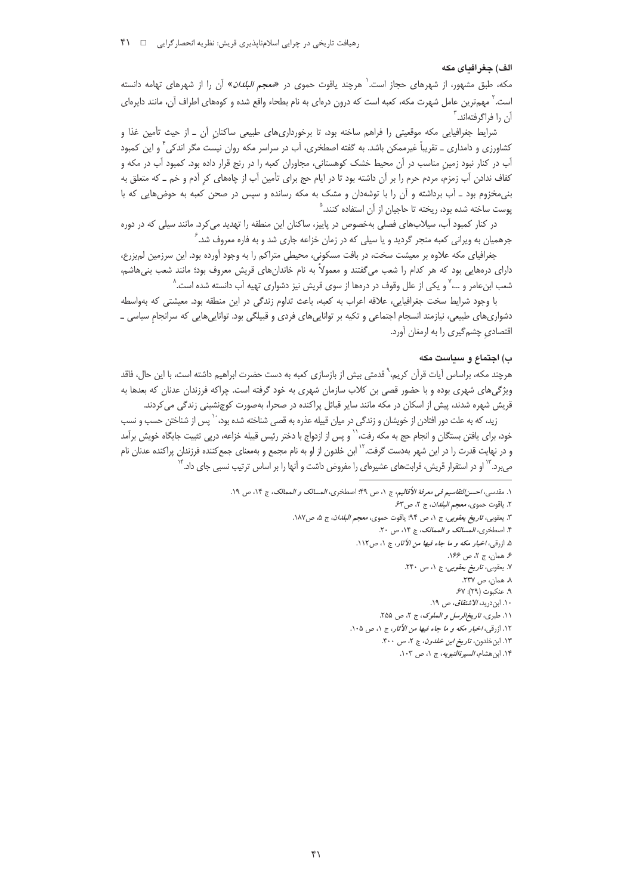### الف) جغرافیای مکه

مکه، طبق مشهور، از شهرهای حجاز است.[1] هرچند یاقوت حموی در «*معجم البلدان*» آن را از شهرهای تهامه دانسته است.[2] مهم‌ترین عامل شهرت مکه، کعبه است که درون دره‌ای به نام بطحاء واقع شده و کوه‌های اطراف آن، مانند دایره‌ای آن را فراگرفته‌اند.[3]

شرایط جغرافیایی مکه موقعیتی را فراهم ساخته بود، تا برخورداری‌های طبیعی ساکنانِ آن ـ از حیث تأمین غذا و کشاورزی و دامداری ـ تقریباً غیرممکن باشد. به گفته اصطخری، آب در سراسر مکه روان نیست مگر اندکی[4] و این کمبود آب در کنار نبود زمینِ مناسب در آن محیط خشک کوهستانی، مجاوران کعبه را در رنج قرار داده بود. کمبود آب در مکه و کفاف ندادن آب زمزم، مردم حرم را بر آن داشته بود تا در ایام حج برای تأمین آب از چاه‌های کرِ آدم و خم ـ که متعلق به بنی‌مخزوم بود ـ آب برداشته و آن را با توشه‌دان و مشک به مکه رسانده و سپس در صحن کعبه به حوض‌هایی که با پوست ساخته شده بود، ریخته تا حاجیان از آن استفاده کنند.[5]

در کنار کمبود آب، سیلاب‌های فصلی به‌خصوص در پاییز، ساکنان این منطقه را تهدید می‌کرد. مانند سیلی که در دوره جرهمیان به ویرانی کعبه منجر گردید و یا سیلی که در زمان خزاعه جاری شد و به فاره معروف شد.[6]

جغرافیای مکه علاوه بر معیشت سخت، در بافت مسکونی، محیطی متراکم را به وجود آورده بود. این سرزمین لم‌یزرع، دارای دره‌هایی بود که هر کدام را شعب می‌گفتند و معمولاً به نام خاندان‌های قریش معروف بود؛ مانند شعب بنی‌هاشم، شعب ابن‌عامر و ...[7] و یکی از علل وقوف در دره‌ها از سوی قریش نیز دشواری تهیه آب دانسته شده است.[8]

با وجود شرایط سخت جغرافیایی، علاقه اعراب به کعبه، باعث تداوم زندگی در این منطقه بود. معیشتی که به‌واسطه دشواری‌های طبیعی، نیازمند انسجام اجتماعی و تکیه بر توانایی‌های فردی و قبیلگی بود. توانایی‌هایی که سرانجامِ سیاسی ـ اقتصادیِ چشم‌گیری را به ارمغان آورد.

### ب) اجتماع و سیاست مکه

هرچند مکه، براساس آیات قرآن کریم،[9] قدمتی بیش از بازسازی کعبه به دست حضرت ابراهیم داشته است، با این حال، فاقد ویژگی‌های شهری بوده و با حضور قصی بن کلاب سازمان شهری به خود گرفته است. چراکه فرزندان عدنان که بعدها به قریش شهره شدند، پیش از اسکان در مکه مانند سایر قبائل پراکنده در صحرا، به‌صورت کوچ‌نشینی زندگی می‌کردند.

زید، که به علت دور افتادن از خویشان و زندگی در میان قبیله عذره به قصی شناخته شده بود،[10] پس از شناختن حسب و نسب خود، برای یافتن بستگان و انجام حج به مکه رفت،[11] و پس از ازدواج با دختر رئیس قبیله خزاعه، درپی تثبیت جایگاه خویش برآمد و در نهایت قدرت را در این شهر به‌دست گرفت.[12] ابن خلدون از او به نام مجمع و به‌معنای جمع‌کننده فرزندان پراکنده عدنان نام می‌برد.[13] او در استقرار قریش، قرابت‌های عشیره‌ای را مفروض داشت و آنها را بر اساس ترتیب نسبی جای داد.[14]

---

۱. مقدسی، *احسن التقاسیم فی معرفة الأقالیم*، ج ۱، ص ۴۹؛ اصطخری، *المسالک و الممالک*، ج ۱۴، ص ۱۹.

۲. یاقوت حموی، *معجم البلدان*، ج ۲، ص۶۳.

۳. یعقوبی، *تاریخ یعقوبی*، ج ۱، ص ۹۴؛ یاقوت حموی، *معجم البلدان*، ج ۵، ص۱۸۷.

۴. اصطخری، *المسالک و الممالک*، ج ۱۴، ص ۲۰.

۵. ازرقی، *اخبار مکه و ما جاء فیها من الآثار*، ج ۱، ص۱۱۲.

۶. همان، ج ۲، ص ۱۶۶.

۷. یعقوبی، *تاریخ یعقوبی*، ج ۱، ص ۲۴۰.

۸. همان، ص ۲۳۷.

۹. عنکبوت (۲۹): ۶۷.

۱۰. ابن‌درید، *الاشتقاق*، ص ۱۹.

۱۱. طبری، *تاریخ‌الرسل و الملوک*، ج ۲، ص ۲۵۵.

۱۲. ازرقی، *اخبار مکه و ما جاء فیها من الآثار*، ج ۱، ص ۱۰۵.

۱۳. ابن‌خلدون، *تاریخ ابن خلدون*، ج ۲، ص ۴۰۰.

۱۴. ابن‌هشام، *السیرةالنبویه*، ج ۱، ص ۱۰۳.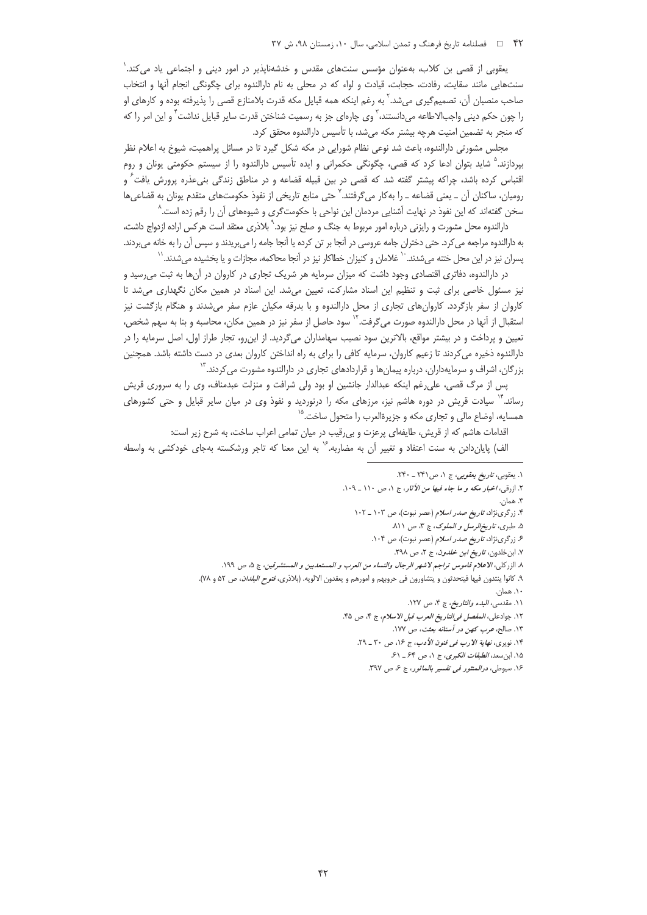یعقوبی از قصی بن کلاب، به‌عنوان مؤسس سنت‌های مقدس و خدشه‌ناپذیر در امور دینی و اجتماعی یاد می‌کند.[1] سنت‌هایی مانند سقایت، رفادت، حجابت، قیادت و لواء که در محلی به نام دارالندوه برای چگونگی انجام آنها و انتخاب صاحب منصبان آن، تصمیم‌گیری می‌شد.[2] به رغم اینکه همه قبایل مکه قدرت بلامنازع قصی را پذیرفته بوده و کارهای او را چون حکم دینی واجب‌الاطاعه می‌دانستند،[3] وی چاره‌ای جز به رسمیت شناختن قدرت سایر قبایل نداشت[4] و این امر را که که منجر به تضمین امنیت هرچه بیشتر مکه می‌شد، با تأسیس دارالندوه محقق کرد.

مجلس مشورتی دارالندوه، باعث شد نوعی نظام شورایی در مکه شکل گیرد تا در مسائل پراهمیت، شیوخ به اعلام نظر بپردازند.[5] شاید بتوان ادعا کرد که قصی، چگونگی حکمرانی و ایده تأسیس دارالندوه را از سیستم حکومتی یونان و روم اقتباس کرده باشد، چراکه پیشتر گفته شد که قصی در بین قبیله قضاعه و در مناطق زندگی بنی‌عذره پرورش یافت[6] و رومیان، ساکنان آن ـ یعنی قضاعه ـ را به‌کار می‌گرفتند.[7] حتی منابع تاریخی از نفوذ حکومت‌های متقدم یونان به قضاعی‌ها سخن گفته‌اند که این نفوذ در نهایت آشنایی مردمان این نواحی با حکومت‌گری و شیوه‌های آن را رقم زده است.[8]

دارالندوه محل مشورت و رایزنی درباره امور مربوط به جنگ و صلح نیز بود.[9] بلاذری معتقد است هرکس اراده ازدواج داشت، به دارالندوه مراجعه می‌کرد. حتی دختران جامه عروسی در آنجا بر تن کرده یا آنجا جامه را می‌بریدند و سپس آن را به خانه می‌بردند. پسران نیز در این محل ختنه می‌شدند.[10] غلامان و کنیزان خطاکار نیز در آنجا محاکمه، مجازات و یا بخشیده می‌شدند.[11]

در دارالندوه، دفاتری اقتصادی وجود داشت که میزان سرمایه هر شریک تجاری در کاروان در آن‌ها به ثبت می‌رسید و نیز مسئول خاصی برای ثبت و تنظیم این اسناد مشارکت، تعیین می‌شد. این اسناد در همین مکان نگهداری می‌شد تا کاروان از سفر بازگردد. کاروان‌های تجاری از محل دارالندوه و با بدرقه مکیان عازم سفر می‌شدند و هنگام بازگشت نیز استقبال از آنها در محل دارالندوه صورت می‌گرفت.[12] سود حاصل از سفر نیز در همین مکان، محاسبه و بنا به سهم شخص، تعیین و پرداخت و در بیشتر مواقع، بالاترین سود نصیب سهامداران می‌گردید. از این‌رو، تجار طراز اول، اصل سرمایه را در دارالندوه ذخیره می‌کردند تا زعیم کاروان، سرمایه کافی را برای به راه انداختن کاروان بعدی در دست داشته باشد. همچنین بزرگان، اشراف و سرمایه‌داران، درباره پیمان‌ها و قراردادهای تجاری در دارالندوه مشورت می‌کردند.[13]

پس از مرگ قصی، علی‌رغم اینکه عبدالدار جانشین او بود ولی شرافت و منزلت عبدمناف، وی را به سروری قریش رساند.[14] سیادت قریش در دوره هاشم نیز، مرزهای مکه را درنوردید و نفوذ وی در میان سایر قبایل و حتی کشورهای همسایه، اوضاع مالی و تجاری مکه و جزیرةالعرب را متحول ساخت.[15]

اقدامات هاشم که از قریش، طایفه‌ای پرعزت و بی‌رقیب در میان تمامی اعراب ساخت، به شرح زیر است:

الف) پایان‌دادن به سنت اعتفاد و تغییر آن به مضاربه.[16] به این معنا که تاجر ورشکسته به‌جای خودکشی به واسطه

---

1. یعقوبی، *تاریخ یعقوبی*، ج ۱، ص۲۴۱ ـ ۲۴۰.
2. ازرقی، *اخبار مکه و ما جاء فیها من الآثار*، ج ۱، ص ۱۱۰ ـ ۱۰۹.
3. همان.
4. زرگری‌نژاد، *تاریخ صدر اسلام* (عصر نبوت)، ص ۱۰۳ ـ ۱۰۲
5. طبری، *تاریخ‌الرسل و الملوک*، ج ۳، ص ۸۱۱.
6. زرگری‌نژاد، *تاریخ صدر اسلام* (عصر نبوت)، ص ۱۰۴.
7. ابن‌خلدون، *تاریخ ابن خلدون*، ج ۲، ص ۲۹۸.
8. الزرکلی، *الاعلام قاموس تراجم لاشهر الرجال والنساء من العرب و المستعدبین و المستشرقین*، ج ۵، ص ۱۹۹.
9. کانوا یتندون فیها فیتحدثون و یتشاورون فی حروبهم و امورهم و یعقدون الالویه. (بلاذری، *فتوح البلدان*، ص ۵۲ و ۷۸).
10. همان.
11. مقدسی، *البدء والتاریخ*، ج ۴، ص ۱۲۷.
12. جوادعلی، *المفصل فی‌التاریخ العرب قبل الاسلام*، ج ۴، ص ۴۵.
13. صالح، *عرب کهن در آستانه بعثت*، ص ۱۷۷.
14. نویری، *نهایة الارب فی فنون الأدب*، ج ۱۶، ص ۳۰ ـ ۲۹.
15. ابن‌سعد، *الطبقات الکبری*، ج ۱، ص ۶۴ ـ ۶۱.
16. سیوطی، *درالمنثور فی تفسیر بالماثور*، ج ۶، ص ۳۹۷.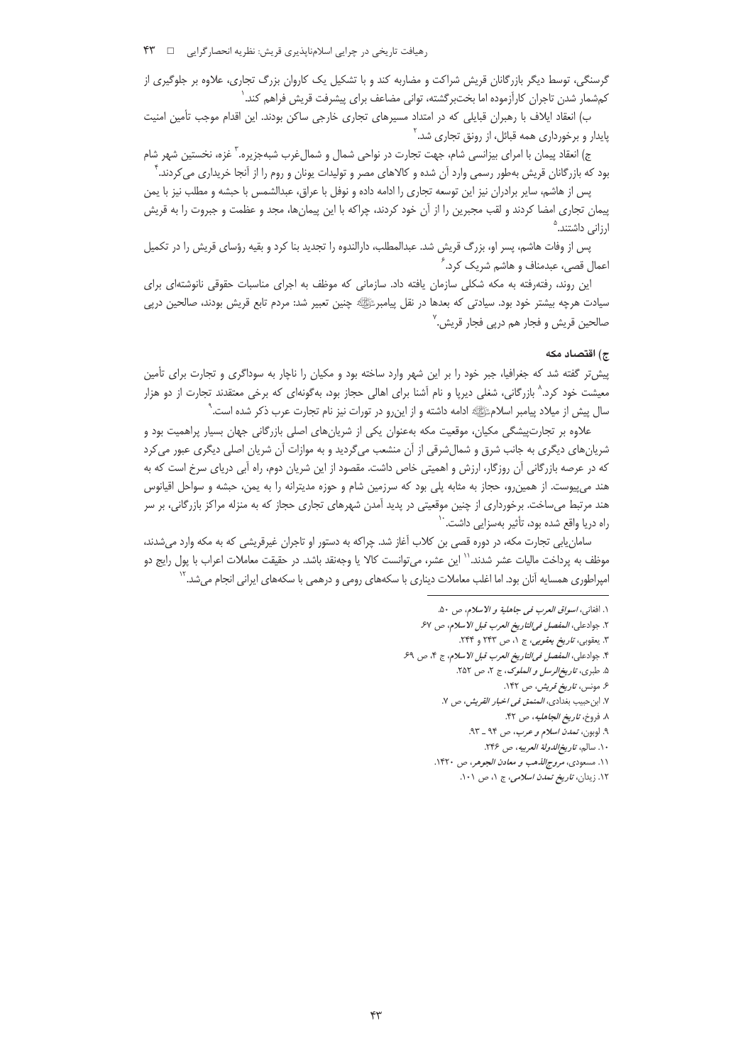گرسنگی، توسط دیگر بازرگانان قریش شراکت و مضاربه کند و با تشکیل یک کاروان بزرگ تجاری، علاوه بر جلوگیری از کم‌شمار شدن تاجران کارآزموده اما بخت‌برگشته، توانی مضاعف برای پیشرفت قریش فراهم کند.[1]

ب) انعقاد ایلاف با رهبران قبایلی که در امتداد مسیرهای تجاری خارجی ساکن بودند. این اقدام موجب تأمین امنیت پایدار و برخورداری همه قبائل، از رونق تجاری شد.[2]

ج) انعقاد پیمان با امرای بیزانسی شام، جهت تجارت در نواحی شمال و شمال‌غرب شبه‌جزیره.[3] غزه، نخستین شهر شام بود که بازرگانان قریش به‌طور رسمی وارد آن شده و کالاهای مصر و تولیدات یونان و روم را از آنجا خریداری می‌کردند.[4]

پس از هاشم، سایر برادران نیز این توسعه تجاری را ادامه داده و نوفل با عراق، عبدالشمس با حبشه و مطلب نیز با یمن پیمان تجاری امضا کردند و لقب مجبرین را از آن خود کردند، چراکه با این پیمان‌ها، مجد و عظمت و جبروت را به قریش ارزانی داشتند.[5]

پس از وفات هاشم، پسر او، بزرگ قریش شد. عبدالمطلب، دارالندوه را تجدید بنا کرد و بقیه رؤسای قریش را در تکمیل اعمال قصی، عبدمناف و هاشم شریک کرد.[6]

این روند، رفته‌رفته به مکه شکلی سازمان یافته داد. سازمانی که موظف به اجرای مناسبات حقوقی نانوشته‌ای برای سیادت هرچه بیشتر خود بود. سیادتی که بعدها در نقل پیامبرﷺ چنین تعبیر شد: مردم تابع قریش بودند، صالحین درپی صالحین قریش و فجار هم درپی فجار قریش.[7]

### ج) اقتصاد مکه

پیش‌تر گفته شد که جغرافیا، جبر خود را بر این شهر وارد ساخته بود و مکیان را ناچار به سوداگری و تجارت برای تأمین معیشت خود کرد.[8] بازرگانی، شغلی دیرپا و نام آشنا برای اهالی حجاز بود، به‌گونه‌ای که برخی معتقدند تجارت از دو هزار سال پیش از میلاد پیامبر اسلامﷺ ادامه داشته و از این‌رو در تورات نیز نام تجارت عرب ذکر شده است.[9]

علاوه بر تجارت‌پیشگی مکیان، موقعیت مکه به‌عنوان یکی از شریان‌های اصلی بازرگانی جهان بسیار پراهمیت بود و شریان‌های دیگری به جانب شرق و شمال‌شرقی از آن منشعب می‌گردید و به موازات آن شریان اصلی دیگری عبور می‌کرد که در عرصه بازرگانی آن روزگار، ارزش و اهمیتی خاص داشت. مقصود از این شریان دوم، راه آبی دریای سرخ است که به هند می‌پیوست. از همین‌رو، حجاز به مثابه پلی بود که سرزمین شام و حوزه مدیترانه را به یمن، حبشه و سواحل اقیانوس هند مرتبط می‌ساخت. برخورداری از چنین موقعیتی در پدید آمدن شهرهای تجاری حجاز که به منزله مراکز بازرگانی، بر سر راه دریا واقع شده بود، تأثیر به‌سزایی داشت.[10]

سامان‌یابی تجارت مکه، در دوره قصی بن کلاب آغاز شد. چراکه به دستور او تاجران غیرقریشی که به مکه وارد می‌شدند، موظف به پرداخت مالیات عشر شدند.[11] این عشر، می‌توانست کالا یا وجه‌نقد باشد. در حقیقت معاملات اعراب با پول رایج دو امپراطوری همسایه آنان بود. اما اغلب معاملات دیناری با سکه‌های رومی و درهمی با سکه‌های ایرانی انجام می‌شد.[12]

---

۱. افغانی، *اسواق العرب فی جاهلیة و الاسلام*، ص ۵۰.
۲. جوادعلی، *المفصل فی‌التاریخ العرب قبل الاسلام*، ص ۶۷.
۳. یعقوبی، *تاریخ یعقوبی*، ج ۱، ص ۲۴۳ و ۲۴۴.
۴. جوادعلی، *المفصل فی‌التاریخ العرب قبل الاسلام*، ج ۴، ص ۶۹.
۵. طبری، *تاریخ‌الرسل و الملوک*، ج ۲، ص ۲۵۲.
۶. مونس، *تاریخ قریش*، ص ۱۴۲.
۷. ابن‌حبیب بغدادی، *المنمق فی اخبار القریش*، ص ۷.
۸. فروخ، *تاریخ الجاهلیه*، ص ۴۲.
۹. لوبون، *تمدن اسلام و عرب*، ص ۹۴ ـ ۹۳.
۱۰. سالم، *تاریخ‌الدولة العربیه*، ص ۲۴۶.
۱۱. مسعودی، *مروج‌الذهب و معادن الجوهر*، ص ۱۴۲۰.
۱۲. زیدان، *تاریخ تمدن اسلامی*، ج ۱، ص ۱۰۱.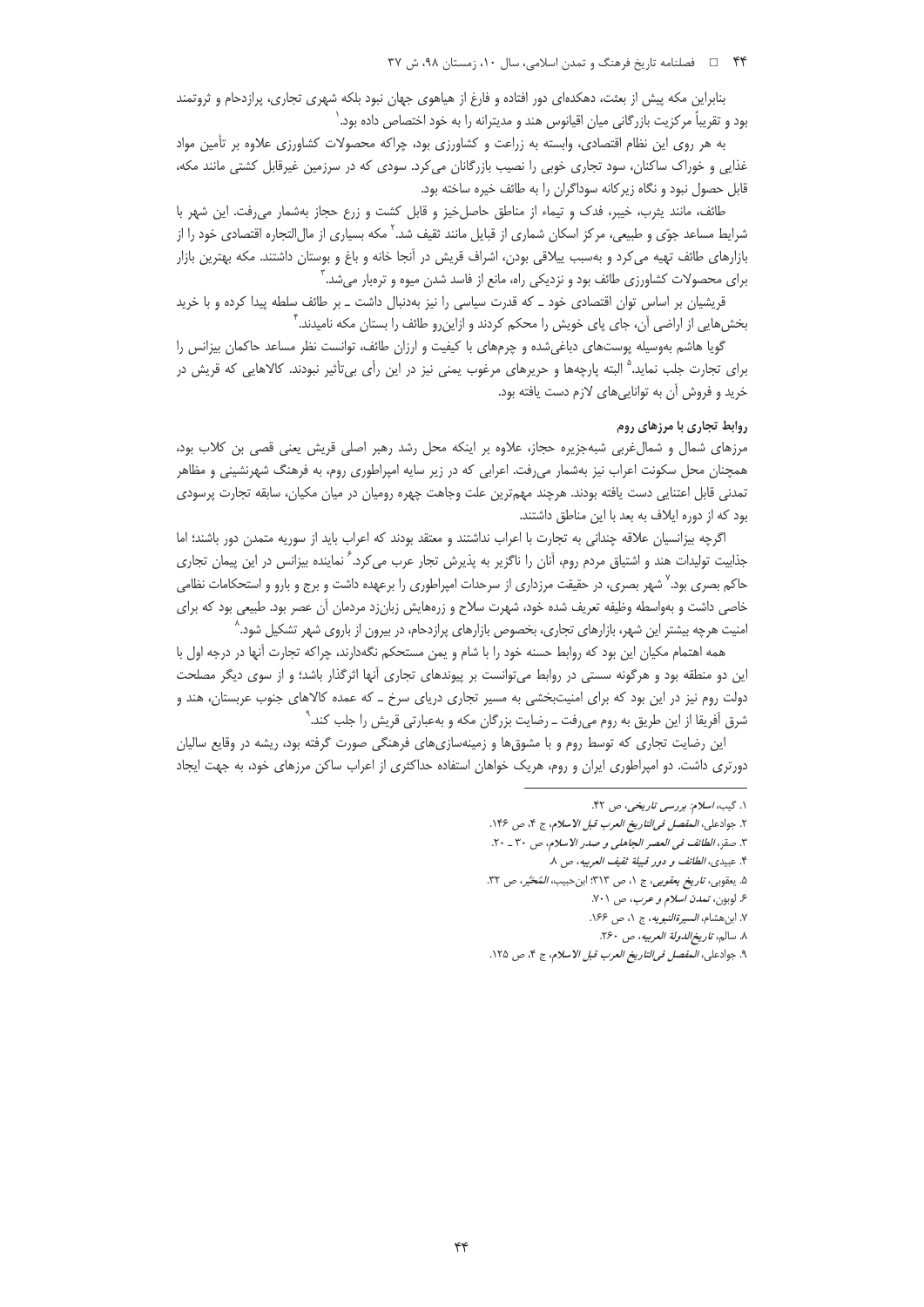بنابراین مکه پیش از بعثت، دهکده‌ای دور افتاده و فارغ از هیاهوی جهان نبود بلکه شهری تجاری، پرازدحام و ثروتمند بود و تقریباً مرکزیت بازرگانی میان اقیانوس هند و مدیترانه را به خود اختصاص داده بود.[1]

به هر روی این نظام اقتصادی، وابسته به زراعت و کشاورزی بود، چراکه محصولات کشاورزی علاوه بر تأمین مواد غذایی و خوراک ساکنان، سود تجاری خوبی را نصیب بازرگانان می‌کرد. سودی که در سرزمین غیرقابل کشتی مانند مکه، قابل حصول نبود و نگاه زیرکانه سوداگران را به طائف خیره ساخته بود.

طائف، مانند یثرب، خیبر، فدک و تیماء از مناطق حاصل‌خیز و قابل کشت و زرع حجاز به‌شمار می‌رفت. این شهر با شرایط مساعد جوّی و طبیعی، مرکز اسکان شماری از قبایل مانند ثقیف شد.[2] مکه بسیاری از مال‌التجاره اقتصادی خود را از بازارهای طائف تهیه می‌کرد و به‌سبب ییلاقی بودن، اشراف قریش در آنجا خانه و باغ و بوستان داشتند. مکه بهترین بازار برای محصولات کشاورزی طائف بود و نزدیکی راه، مانع از فاسد شدن میوه و ترهبار می‌شد.[3]

قریشیان بر اساس توان اقتصادی خود ـ که قدرت سیاسی را نیز به‌دنبال داشت ـ بر طائف سلطه پیدا کرده و با خرید بخش‌هایی از اراضی آن، جای پای خویش را محکم کردند و ازاین‌رو طائف را بستان مکه نامیدند.[4]

گویا هاشم به‌وسیله پوست‌های دباغی‌شده و چرم‌های با کیفیت و ارزان طائف، توانست نظر مساعد حاکمان بیزانس را برای تجارت جلب نماید.[5] البته پارچه‌ها و حریرهای مرغوب یمنی نیز در این رأی بی‌تأثیر نبودند. کالاهایی که قریش در خرید و فروش آن به توانایی‌های لازم دست یافته بود.

### روابط تجاری با مرزهای روم

مرزهای شمال و شمال‌غربی شبه‌جزیره حجاز، علاوه بر اینکه محل رشد رهبر اصلی قریش یعنی قصی بن کلاب بود، همچنان محل سکونت اعراب نیز به‌شمار می‌رفت. اعرابی که در زیر سایه امپراطوری روم، به فرهنگ شهرنشینی و مظاهر تمدنی قابل اعتنایی دست یافته بودند. هرچند مهم‌ترین علت وجاهت چهره رومیان در میان مکیان، سابقه تجارت پرسودی بود که از دوره ایلاف به بعد با این مناطق داشتند.

اگرچه بیزانسیان علاقه چندانی به تجارت با اعراب نداشتند و معتقد بودند که اعراب باید از سوریه متمدن دور باشند؛ اما جذابیت تولیدات هند و اشتیاق مردم روم، آنان را ناگزیر به پذیرش تجار عرب می‌کرد.[6] نماینده بیزانس در این پیمان تجاری حاکم بصری بود.[7] شهر بصری، در حقیقت مرزداری از سرحدات امپراطوری را برعهده داشت و برج و بارو و استحکامات نظامی خاصی داشت و به‌واسطه وظیفه تعریف شده خود، شهرت سلاح و زره‌هایش زبان‌زد مردمان آن عصر بود. طبیعی بود که برای امنیت هرچه بیشتر این شهر، بازارهای تجاری، بخصوص بازارهای پرازدحام، در بیرون از باروی شهر تشکیل شود.[8]

همه اهتمام مکیان این بود که روابط حسنه خود را با شام و یمن مستحکم نگه‌دارند، چراکه تجارت آنها در درجه اول با این دو منطقه بود و هرگونه سستی در روابط می‌توانست بر پیوندهای تجاری آنها اثرگذار باشد؛ و از سوی دیگر مصلحت دولت روم نیز در این بود که برای امنیت‌بخشی به مسیر تجاری دریای سرخ ـ که عمده کالاهای جنوب عربستان، هند و شرق آفریقا از این طریق به روم می‌رفت ـ رضایت بزرگان مکه و به‌عبارتی قریش را جلب کند.[9]

این رضایت تجاری که توسط روم و با مشوق‌ها و زمینه‌سازی‌های فرهنگی صورت گرفته بود، ریشه در وقایع سالیان دورتری داشت. دو امپراطوری ایران و روم، هریک خواهان استفاده حداکثری از اعراب ساکن مرزهای خود، به جهت ایجاد

---

1. گیب، *اسلام: بررسی تاریخی*، ص ۴۲.
2. جوادعلی، *المفصل فی‌التاریخ العرب قبل الاسلام*، ج ۴، ص ۱۴۶.
3. صقر، *الطائف فی العصر الجاهلی و صدر الاسلام*، ص ۳۰ ـ ۲۰.
4. عبیدی، *الطائف و دور قبیلة ثقیف العربیه*، ص ۸.
5. یعقوبی، *تاریخ یعقوبی*، ج ۱، ص ۳۱۳؛ ابن‌حبیب، *المُحَبَّر*، ص ۳۲.
6. لوبون، *تمدن اسلام و عرب*، ص ۷۰۱.
7. ابن‌هشام، *السیرةالنبویه*، ج ۱، ص ۱۶۶.
8. سالم، *تاریخ‌الدولة العربیه*، ص ۲۶۰.
9. جوادعلی، *المفصل فی‌التاریخ العرب قبل الاسلام*، ج ۴، ص ۱۲۵.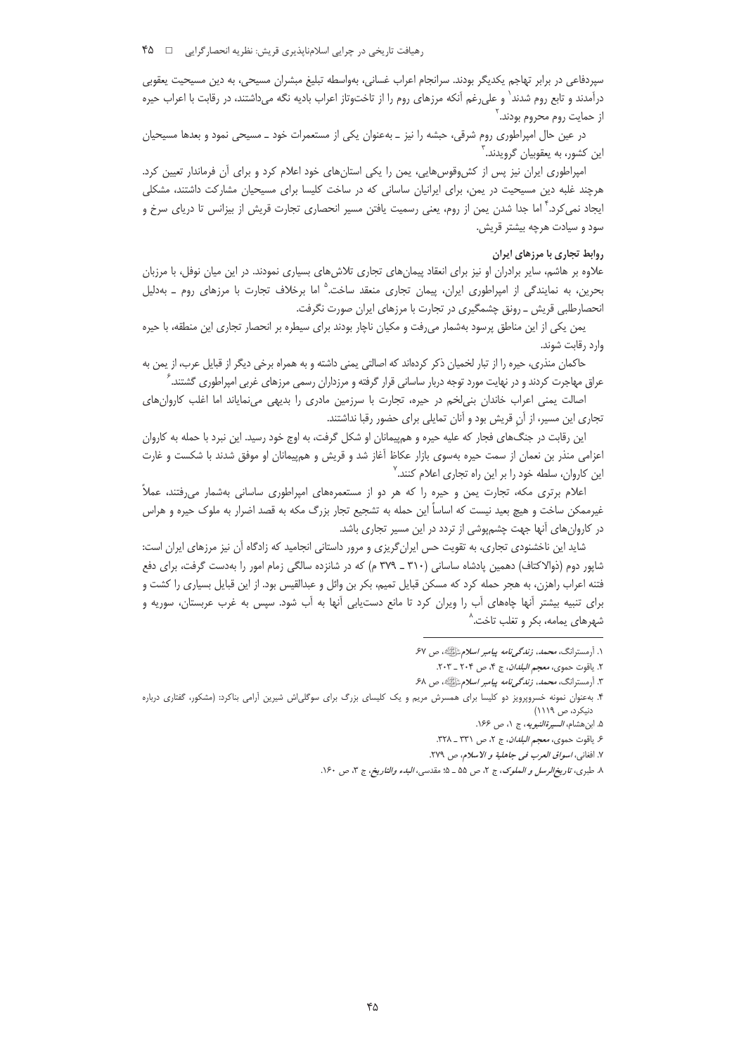سپردفاعی در برابر تهاجم یکدیگر بودند. سرانجام اعراب غسانی، به‌واسطه تبلیغ مبشران مسیحی، به دین مسیحیت یعقوبی درآمدند و تابع روم شدند[1] و علی‌رغم آنکه مرزهای روم را از تاخت‌وتاز اعراب بادیه نگه می‌داشتند، در رقابت با اعراب حیره از حمایت روم محروم بودند.[2]

در عین حال امپراطوری روم شرقی، حبشه را نیز ـ به‌عنوان یکی از مستعمرات خود ـ مسیحی نمود و بعدها مسیحیان این کشور، به یعقوبیان گرویدند.[3]

امپراطوری ایران نیز پس از کش‌وقوس‌هایی، یمن را یکی از استان‌های خود اعلام کرد و برای آن فرماندار تعیین کرد. هرچند غلبه دین مسیحیت در یمن، برای ایرانیان ساسانی که در ساخت کلیسا برای مسیحیان مشارکت داشتند، مشکلی ایجاد نمی‌کرد.[4] اما جدا شدن یمن از روم، یعنی رسمیت یافتن مسیر انحصاری تجارت قریش از بیزانس تا دریای سرخ و سود و سیادت هرچه بیشتر قریش.

### روابط تجاری با مرزهای ایران

علاوه بر هاشم، سایر برادران او نیز برای انعقاد پیمان‌های تجاری تلاش‌های بسیاری نمودند. در این میان نوفل، با مرزبان بحرین، به نمایندگی از امپراطوری ایران، پیمان تجاری منعقد ساخت.[5] اما برخلاف تجارت با مرزهای روم ـ به‌دلیل انحصارطلبی قریش ـ رونق چشمگیری در تجارت با مرزهای ایران صورت نگرفت.

یمن یکی از این مناطق پرسود به‌شمار می‌رفت و مکیان ناچار بودند برای سیطره بر انحصار تجاری این منطقه، با حیره وارد رقابت شوند.

حاکمان منذری، حیره را از تبار لخمیان ذکر کرده‌اند که اصالتی یمنی داشته و به همراه برخی دیگر از قبایل عرب، از یمن به عراق مهاجرت کردند و در نهایت مورد توجه دربار ساسانی قرار گرفته و مرزداران رسمی مرزهای غربی امپراطوری گشتند.[6]

اصالت یمنی اعراب خاندان بنی‌لخم در حیره، تجارت با سرزمین مادری را بدیهی می‌نمایاند اما اغلب کاروان‌های تجاری این مسیر، از آنِ قریش بود و آنان تمایلی برای حضور رقبا نداشتند.

این رقابت در جنگ‌های فجار که علیه حیره و هم‌پیمانان او شکل گرفت، به اوج خود رسید. این نبرد با حمله به کاروان اعزامی منذر بن نعمان از سمت حیره به‌سوی بازار عکاظ آغاز شد و قریش و هم‌پیمانان او موفق شدند با شکست و غارت این کاروان، سلطه خود را بر این راه تجاری اعلام کنند.[7]

اعلام برتری مکه، تجارت یمن و حیره را که هر دو از مستعمره‌های امپراطوری ساسانی به‌شمار می‌رفتند، عملاً غیرممکن ساخت و هیچ بعید نیست که اساساً این حمله به تشجیع تجار بزرگ مکه به قصد اضرار به ملوک حیره و هراس در کاروان‌های آنها جهت چشم‌پوشی از تردد در این مسیر تجاری باشد.

شاید این ناخشنودی تجاری، به تقویت حس ایران‌گریزی و مرور داستانی انجامید که زادگاه آن نیز مرزهای ایران است: شاپور دوم (ذوالاکتاف) دهمین پادشاه ساسانی (۳۱۰ ـ ۳۷۹ م) که در شانزده سالگی زمام امور را به‌دست گرفت، برای دفع فتنه اعراب راهزن، به هجر حمله کرد که مسکن قبایل تمیم، بکر بن وائل و عبدالقیس بود. از این قبایل بسیاری را کشت و برای تنبیه بیشتر آنها چاه‌های آب را ویران کرد تا مانع دست‌یابی آنها به آب شود. سپس به غرب عربستان، سوریه و شهرهای یمامه، بکر و تغلب تاخت.[8]

---

۱. آرمسترانگ، *محمد، زندگی‌نامه پیامبر اسلام*ﷺ، ص ۶۷.

۲. یاقوت حموی، *معجم البلدان*، ج ۴، ص ۲۰۴ ـ ۲۰۳.

۳. آرمسترانگ، *محمد، زندگی‌نامه پیامبر اسلام*ﷺ، ص ۶۸.

۴. به‌عنوان نمونه خسروپرویز دو کلیسا برای همسرش مریم و یک کلیسای بزرگ برای سوگلی‌اش شیرین آرامی بناکرد: (مشکور، گفتاری درباره دنیکرد، ص ۱۱۱۹)

۵. ابن‌هشام، *السیرة‌النبویه*، ج ۱، ص ۱۶۶.

۶. یاقوت حموی، *معجم البلدان*، ج ۲، ص ۳۳۱ ـ ۳۲۸.

۷. افغانی، *اسواق العرب فی جاهلیة و الاسلام*، ص ۲۷۹.

۸. طبری، *تاریخ‌الرسل و الملوک*، ج ۲، ص ۵۵ ـ ۵؛ مقدسی، *البدء والتاریخ*، ج ۳، ص ۱۶۰.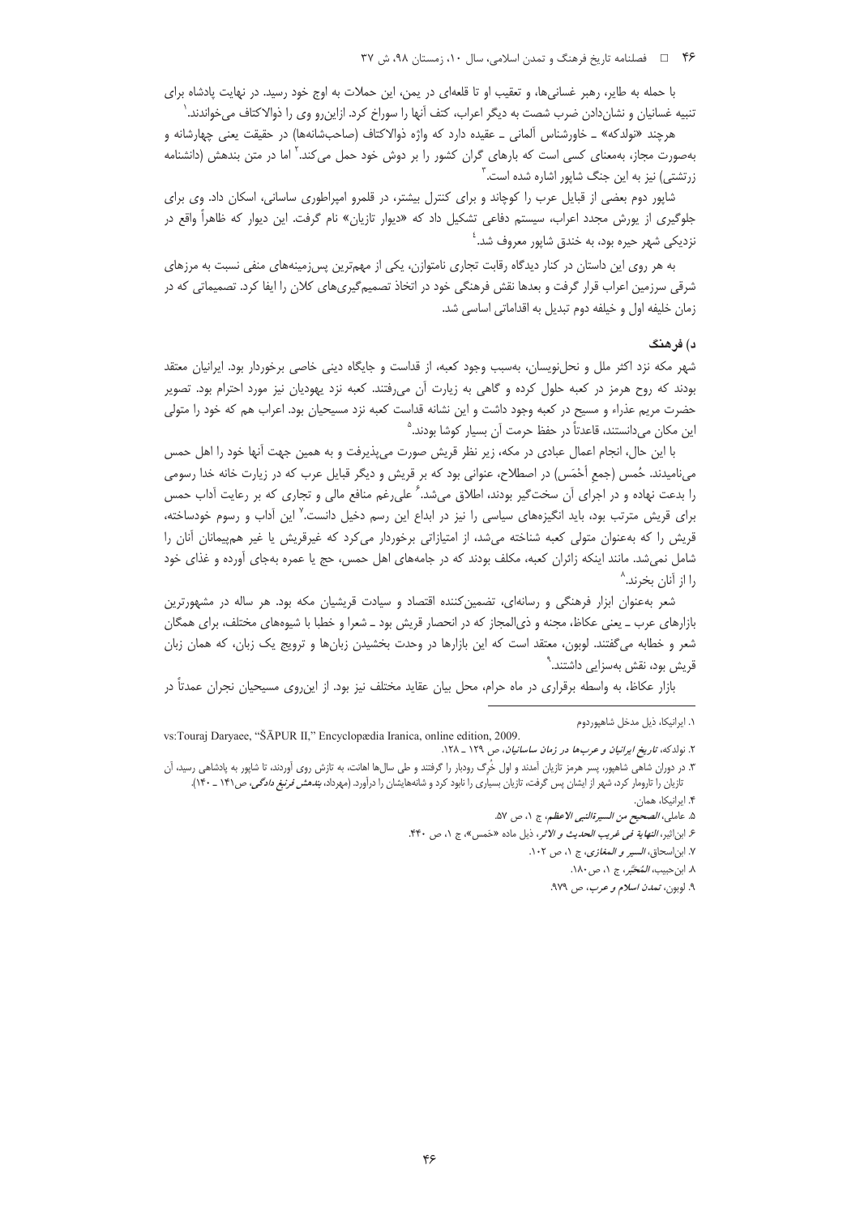با حمله به طایر، رهبر غسانی‌ها، و تعقیب او تا قلعه‌ای در یمن، این حملات به اوج خود رسید. در نهایت پادشاه برای تنبیه غسانیان و نشان‌دادن ضرب شصت به دیگر اعراب، کتف آنها را سوراخ کرد. ازاین‌رو وی را ذوالاکتاف می‌خواندند.[1]

هرچند «نولدکه» ـ خاورشناس آلمانی ـ عقیده دارد که واژه ذوالاکتاف (صاحب‌شانه‌ها) در حقیقت یعنی چهارشانه و به‌صورت مجاز، به‌معنای کسی است که بارهای گران کشور را بر دوش خود حمل می‌کند.[2] اما در متن بندهش (دانشنامه زرتشتی) نیز به این جنگ شاپور اشاره شده است.[3]

شاپور دوم بعضی از قبایل عرب را کوچاند و برای کنترل بیشتر، در قلمرو امپراطوری ساسانی، اسکان داد. وی برای جلوگیری از یورش مجدد اعراب، سیستم دفاعی تشکیل داد که «دیوار تازیان» نام گرفت. این دیوار که ظاهراً واقع در نزدیکی شهر حیره بود، به خندق شاپور معروف شد.[4]

به هر روی این داستان در کنار دیدگاه رقابت تجاری نامتوازن، یکی از مهم‌ترین پس‌زمینه‌های منفی نسبت به مرزهای شرقی سرزمین اعراب قرار گرفت و بعدها نقش فرهنگی خود در اتخاذ تصمیم‌گیری‌های کلان را ایفا کرد. تصمیماتی که در زمان خلیفه اول و خلیفه دوم تبدیل به اقداماتی اساسی شد.

### د) فرهنگ

شهر مکه نزد اکثر ملل و نحل‌نویسان، به‌سبب وجود کعبه، از قداست و جایگاه دینی خاصی برخوردار بود. ایرانیان معتقد بودند که روح هرمز در کعبه حلول کرده و گاهی به زیارت آن می‌رفتند. کعبه نزد یهودیان نیز مورد احترام بود. تصویر حضرت مریم عذراء و مسیح در کعبه وجود داشت و این نشانه قداست کعبه نزد مسیحیان بود. اعراب هم که خود را متولی این مکان می‌دانستند، قاعدتاً در حفظ حرمت آن بسیار کوشا بودند.[5]

با این حال، انجام اعمال عبادی در مکه، زیر نظر قریش صورت می‌پذیرفت و به همین جهت آنها خود را اهل حمس می‌نامیدند. حُمس (جمع أحْمَس) در اصطلاح، عنوانی بود که بر قریش و دیگر قبایل عرب که در زیارت خانه خدا رسومی را بدعت نهاده و در اجرای آن سخت‌گیر بودند، اطلاق می‌شد.[6] علی‌رغم منافع مالی و تجاری که بر رعایت آداب حمس برای قریش مترتب بود، باید انگیزه‌های سیاسی را نیز در ابداع این رسم دخیل دانست.[7] این آداب و رسوم خودساخته، قریش را که به‌عنوان متولی کعبه شناخته می‌شد، از امتیازاتی برخوردار می‌کرد که غیرقریش یا غیر هم‌پیمانان آنان را شامل نمی‌شد. مانند اینکه زائران کعبه، مکلف بودند که در جامه‌های اهل حمس، حج یا عمره به‌جای آورده و غذای خود را از آنان بخرند.[8]

شعر به‌عنوان ابزار فرهنگی و رسانه‌ای، تضمین‌کننده اقتصاد و سیادت قریشیان مکه بود. هر ساله در مشهورترین بازارهای عرب ـ یعنی عکاظ، مجنه و ذی‌المجاز که در انحصار قریش بود ـ شعرا و خطبا با شیوه‌های مختلف، برای همگان شعر و خطابه می‌گفتند. لوبون، معتقد است که این بازارها در وحدت بخشیدن زبان‌ها و ترویج یک زبان، که همان زبان قریش بود، نقش به‌سزایی داشتند.[9]

بازار عکاظ، به واسطه برقراری در ماه حرام، محل بیان عقاید مختلف نیز بود. از این‌روی مسیحیان نجران عمدتاً در

---

۱. ایرانیکا، ذیل مدخل شاهپوردوم

vs:Touraj Daryaee, "ŠĀPUR II," Encyclopædia Iranica, online edition, 2009.

۲. نولدکه، *تاریخ ایرانیان و عرب‌ها در زمان ساسانیان*، ص ۱۲۹ ـ ۱۲۸.

۳. در دوران شاهی شاهپور، پسر هرمز تازیان آمدند و اول خُرگ رودبار را گرفتند و طی سال‌ها اهانت، به تازش روی آوردند، تا شاپور به پادشاهی رسید، آن تازیان را تارومار کرد، شهر از ایشان پس گرفت، تازیان بسیاری را نابود کرد و شانه‌هایشان را درآورد. (مهرداد، *بندهش فرنبغ دادگی*، ص ۱۴۱ ـ ۱۴۰).

۴. ایرانیکا، همان.

۵. عاملی، *الصحیح من السیرةالنبی الاعظم*، ج ۱، ص ۵۷.

۶. ابن‌اثیر، *النهایة فی غریب الحدیث و الاثر*، ذیل ماده «حَمس»، ج ۱، ص ۴۴۰.

۷. ابن‌اسحاق، *السیر و المغازی*، ج ۱، ص ۱۰۲.

۸. ابن‌حبیب، *المُحَبَّر*، ج ۱، ص ۱۸۰.

۹. لوبون، *تمدن اسلام و عرب*، ص ۹۷۹.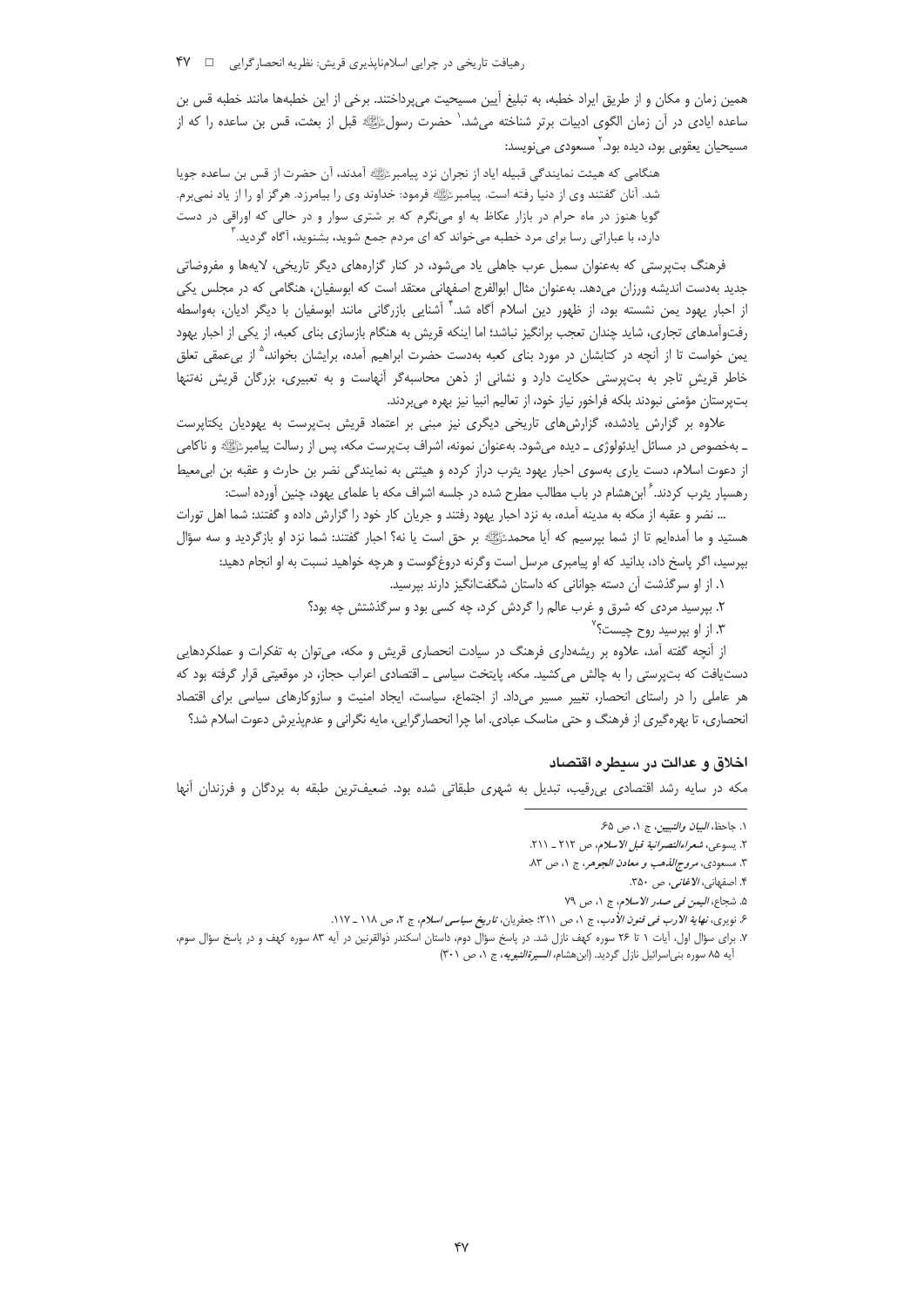همین زمان و مکان و از طریق ایراد خطبه، به تبلیغ آیین مسیحیت می‌پرداختند. برخی از این خطبه‌ها مانند خطبه قس بن ساعده ایادی در آن زمان الگوی ادبیات برتر شناخته می‌شد.[1] حضرت رسولﷺ قبل از بعثت، قس بن ساعده را که از مسیحیان یعقوبی بود، دیده بود.[2] مسعودی می‌نویسد:

> هنگامی که هیئت نمایندگی قبیله ایاد از نجران نزد پیامبرﷺ آمدند، آن حضرت از قس بن ساعده جویا شد. آنان گفتند وی از دنیا رفته است. پیامبرﷺ فرمود: خداوند وی را بیامرزد. هرگز او را از یاد نمی‌برم. گویا هنوز در ماه حرام در بازار عکاظ به او می‌نگرم که بر شتری سوار و در حالی که اوراقی در دست دارد، با عباراتی رسا برای مرد خطبه می‌خواند که ای مردم جمع شوید، بشنوید، آگاه گردید.[3]

فرهنگ بت‌پرستی که به‌عنوان سمبل عرب جاهلی یاد می‌شود، در کنار گزاره‌های دیگر تاریخی، لایه‌ها و مفروضاتی جدید به‌دست اندیشه ورزان می‌دهد. به‌عنوان مثال ابوالفرج اصفهانی معتقد است که ابوسفیان، هنگامی که در مجلس یکی از احبار یهود یمن نشسته بود، از ظهور دین اسلام آگاه شد.[4] آشنایی بازرگانی مانند ابوسفیان با دیگر ادیان، به‌واسطه رفت‌وآمدهای تجاری، شاید چندان تعجب برانگیز نباشد؛ اما اینکه قریش به هنگام بازسازی بنای کعبه، از یکی از احبار یهود یمن خواست تا از آنچه در کتابشان در مورد بنای کعبه به‌دست حضرت ابراهیم آمده، برایشان بخواند،[5] از بی‌عمقی تعلق خاطر قریشِ تاجر به بت‌پرستی حکایت دارد و نشانی از ذهن محاسبه‌گر آنهاست و به تعبیری، بزرگان قریش نه‌تنها بت‌پرستان مؤمنی نبودند بلکه فراخور نیاز خود، از تعالیم انبیا نیز بهره می‌بردند.

علاوه بر گزارش یادشده، گزارش‌های تاریخی دیگری نیز مبنی بر اعتماد قریش بت‌پرست به یهودیان یکتاپرست ـ به‌خصوص در مسائل ایدئولوژی ـ دیده می‌شود. به‌عنوان نمونه، اشراف بت‌پرست مکه، پس از رسالت پیامبرﷺ و ناکامی از دعوت اسلام، دست یاری به‌سوی احبار یهود یثرب دراز کرده و هیئتی به نمایندگی نضر بن حارث و عقبه بن ابی‌معیط رهسپار یثرب کردند.[6] ابن‌هشام در باب مطالب مطرح شده در جلسه اشراف مکه با علمای یهود، چنین آورده است:

> ... نضر و عقبه به مدینه آمده، به نزد احبار یهود رفتند و جریان کار خود را گزارش داده و گفتند: شما اهل تورات هستید و ما آمده‌ایم تا از شما بپرسیم که آیا محمدﷺ بر حق است یا نه؟ احبار گفتند: شما نزد او بازگردید و سه سؤال بپرسید، اگر پاسخ داد، بدانید که او پیامبری مرسل است وگرنه دروغ‌گوست و هرچه خواهید نسبت به او انجام دهید:
>
> ۱. از او سرگذشت آن دسته جوانانی که داستان شگفت‌انگیز دارند بپرسید.
>
> ۲. بپرسید مردی که شرق و غرب عالم را گردش کرد، چه کسی بود و سرگذشتش چه بود؟
>
> ۳. از او بپرسید روح چیست؟[7]

از آنچه گفته آمد، علاوه بر ریشه‌داری فرهنگ در سیادت انحصاری قریش و مکه، می‌توان به تفکرات و عملکردهایی دست‌یافت که بت‌پرستی را به چالش می‌کشید. مکه، پایتخت سیاسی ـ اقتصادی اعراب حجاز، در موقعیتی قرار گرفته بود که هر عاملی را در راستای انحصار، تغییر مسیر می‌داد. از اجتماع، سیاست، ایجاد امنیت و سازوکارهای سیاسی برای اقتصاد انحصاری، تا بهره‌گیری از فرهنگ و حتی مناسک عبادی. اما چرا انحصارگرایی، مایه نگرانی و عدم‌پذیرش دعوت اسلام شد؟

## اخلاق و عدالت در سیطره اقتصاد

مکه در سایه رشد اقتصادی بی‌رقیب، تبدیل به شهری طبقاتی شده بود. ضعیف‌ترین طبقه به بردگان و فرزندان آنها

---

۱. جاحظ، *البیان والتبیین*، ج ۱، ص ۶۵.

۲. یسوعی، *شعراءالنصرانیة قبل الاسلام*، ص ۲۱۲ ـ ۲۱۱.

۳. مسعودی، *مروج‌الذهب و معادن الجوهر*، ج ۱، ص ۸۳.

۴. اصفهانی، *الاغانی*، ص ۳۵۰.

۵. شجاع، *الیمن فی صدر الاسلام*، ج ۱، ص ۷۹.

۶. نویری، *نهایة الارب فی فنون الأدب*، ج ۱، ص ۲۱۱؛ جعفریان، *تاریخ سیاسی اسلام*، ج ۲، ص ۱۱۸ ـ ۱۱۷.

۷. برای سؤال اول، آیات ۱ تا ۲۶ سوره کهف نازل شد. در پاسخ سؤال دوم، داستان اسکندر ذوالقرنین در آیه ۸۳ سوره کهف و در پاسخ سؤال سوم، آیه ۸۵ سوره بنی‌اسرائیل نازل گردید. (ابن‌هشام، *السیرةالنبویه*، ج ۱، ص ۳۰۱)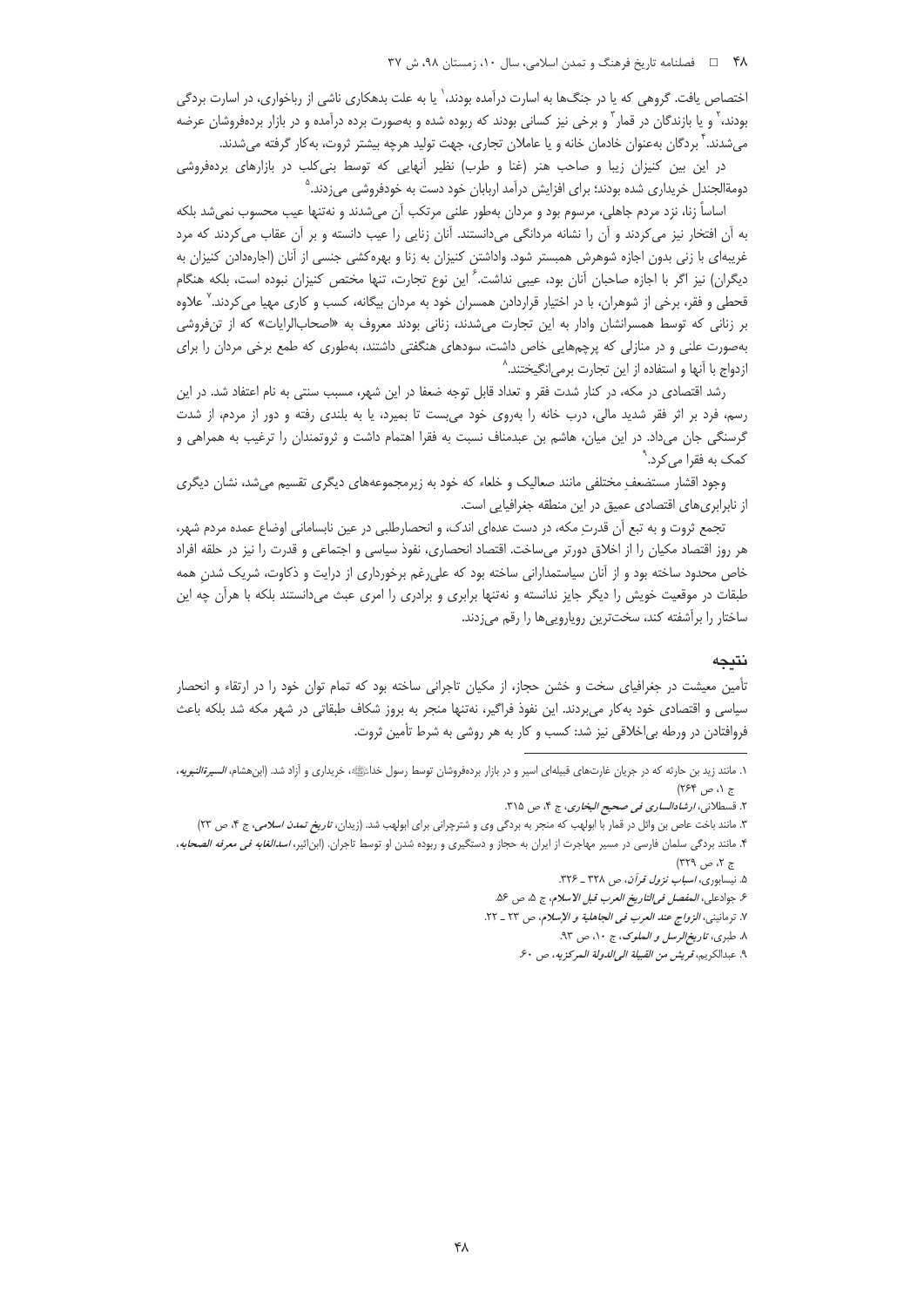اختصاص یافت. گروهی که یا در جنگ‌ها به اسارت درآمده بودند،[1] یا به علت بدهکاری ناشی از رباخواری، در اسارت بردگی بودند،[2] و یا بازندگان در قمار[3] و برخی نیز کسانی بودند که ربوده شده و به‌صورت برده درآمده و در بازار برده‌فروشان عرضه می‌شدند.[4] بردگان به‌عنوان خادمان خانه و یا عاملان تجاری، جهت تولید هرچه بیشتر ثروت، به‌کار گرفته می‌شدند.

در این بین کنیزان زیبا و صاحب هنر (غنا و طرب) نظیر آنهایی که توسط بنی‌کلب در بازارهای برده‌فروشی دومة‌الجندل خریداری شده بودند؛ برای افزایش درآمد اربابان خود دست به خودفروشی می‌زدند.[5]

اساساً زنا، نزد مردم جاهلی، مرسوم بود و مردان به‌طور علنی مرتکب آن می‌شدند و نه‌تنها عیب محسوب نمی‌شد بلکه به آن افتخار نیز می‌کردند و آن را نشانه مردانگی می‌دانستند. آنان زنایی را عیب دانسته و بر آن عقاب می‌کردند که مرد غریبه‌ای با زنی بدون اجازه شوهرش همبستر شود. واداشتن کنیزان به زنا و بهره‌کشی جنسی از آنان (اجاره‌دادن کنیزان به دیگران) نیز اگر با اجازه صاحبان آنان بود، عیبی نداشت.[6] این نوع تجارت، تنها مختص کنیزان نبوده است، بلکه هنگام قحطی و فقر، برخی از شوهران، با در اختیار قراردادن همسران خود به مردان بیگانه، کسب و کاری مهیا می‌کردند.[7] علاوه بر زنانی که توسط همسرانشان وادار به این تجارت می‌شدند، زنانی بودند معروف به «اصحاب‌الرایات» که از تن‌فروشی به‌صورت علنی و در منازلی که پرچم‌هایی خاص داشت، سودهای هنگفتی داشتند، به‌طوری که طمع برخی مردان را برای ازدواج با آنها و استفاده از این تجارت برمی‌انگیختند.[8]

رشد اقتصادی در مکه، در کنار شدت فقر و تعداد قابل توجه ضعفا در این شهر، مسبب سنتی به نام اعتفاد شد. در این رسم، فرد بر اثر فقر شدید مالی، درب خانه را به‌روی خود می‌بست تا بمیرد، یا به بلندی رفته و دور از مردم، از شدت گرسنگی جان می‌داد. در این میان، هاشم بن عبدمناف نسبت به فقرا اهتمام داشت و ثروتمندان را ترغیب به همراهی و کمک به فقرا می‌کرد.[9]

وجود اقشار مستضعفِ مختلفی مانند صعالیک و خلعاء که خود به زیرمجموعه‌های دیگری تقسیم می‌شد، نشان دیگری از نابرابری‌های اقتصادی عمیق در این منطقه جغرافیایی است.

تجمع ثروت و به تبع آن قدرتِ مکه، در دست عده‌ای اندک، و انحصارطلبی در عین نابسامانی اوضاع عمده مردم شهر، هر روز اقتصاد مکیان را از اخلاق دورتر می‌ساخت. اقتصاد انحصاری، نفوذ سیاسی و اجتماعی و قدرت را نیز در حلقه افراد خاص محدود ساخته بود و از آنان سیاستمدارانی ساخته بود که علی‌رغم برخورداری از درایت و ذکاوت، شریک شدنِ همه طبقات در موقعیت خویش را دیگر جایز ندانسته و نه‌تنها برابری و برادری را امری عبث می‌دانستند بلکه با هرآن چه این ساختار را برآشفته کند، سخت‌ترین رویارویی‌ها را رقم می‌زدند.

## نتیجه

تأمین معیشت در جغرافیای سخت و خشن حجاز، از مکیان تاجرانی ساخته بود که تمام توان خود را در ارتقاء و انحصار سیاسی و اقتصادی خود به‌کار می‌بردند. این نفوذ فراگیر، نه‌تنها منجر به بروز شکاف طبقاتی در شهر مکه شد بلکه باعث فروافتادن در ورطه بی‌اخلاقی نیز شد: کسب و کار به هر روشی به شرط تأمین ثروت.

---

۱. مانند زید بن حارثه که در جریان غارت‌های قبیله‌ای اسیر و در بازار برده‌فروشان توسط رسول خداﷺ، خریداری و آزاد شد. (ابن‌هشام، *السیرة‌النبویه*، ج ۱، ص ۲۶۴)

۲. قسطلانی، *ارشادالساری فی صحیح البخاری*، ج ۴، ص ۳۱۵.

۳. مانند باخت عاص بن وائل در قمار با ابولهب که منجر به بردگی وی و شترچرانی برای ابولهب شد. (زیدان، *تاریخ تمدن اسلامی*، ج ۴، ص ۲۳)

۴. مانند بردگی سلمان فارسی در مسیر مهاجرت از ایران به حجاز و دستگیری و ربوده شدن او توسط تاجران. (ابن‌اثیر، *اسدالغابه فی معرفه الصحابه*، ج ۲، ص ۳۲۹)

۵. نیسابوری، *اسباب نزول قرآن*، ص ۳۲۸ ـ ۳۲۶.

۶. جوادعلی، *المفصل فی‌التاریخ العرب قبل الاسلام*، ج ۵، ص ۵۶.

۷. ترمانینی، *الزواج عند العرب فی الجاهلیة و الإسلام*، ص ۲۳ ـ ۲۲.

۸. طبری، *تاریخ‌الرسل و الملوک*، ج ۱۰، ص ۹۳.

۹. عبدالکریم، *قریش من القبیلة الی‌الدولة المرکزیه*، ص ۶۰.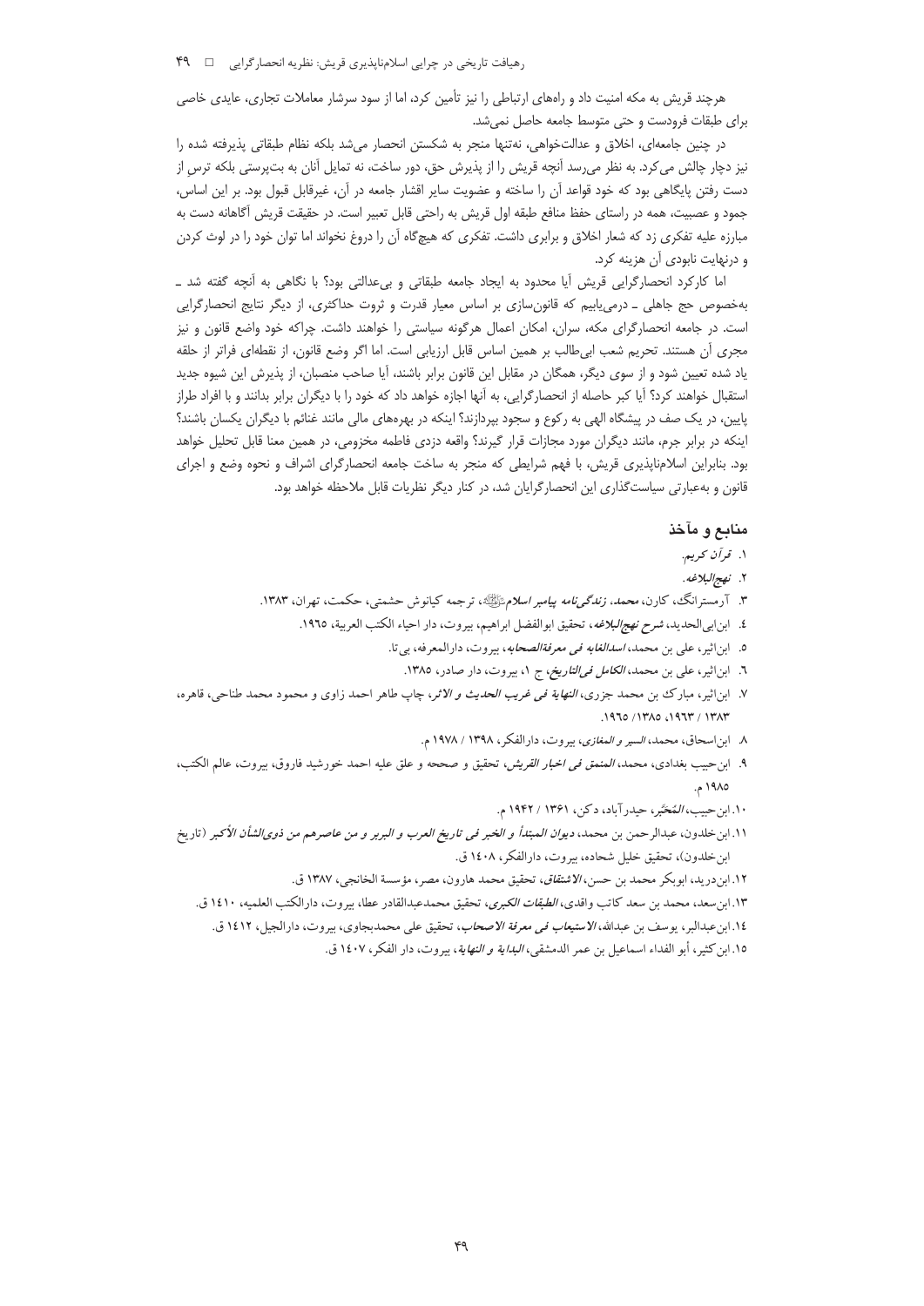هرچند قریش به مکه امنیت داد و راه‌های ارتباطی را نیز تأمین کرد، اما از سود سرشار معاملات تجاری، عایدی خاصی برای طبقات فرودست و حتی متوسط جامعه حاصل نمی‌شد.

در چنین جامعه‌ای، اخلاق و عدالت‌خواهی، نه‌تنها منجر به شکستن انحصار می‌شد بلکه نظام طبقاتی پذیرفته شده را نیز دچار چالش می‌کرد. به نظر می‌رسد آنچه قریش را از پذیرش حق، دور ساخت، نه تمایل آنان به بت‌پرستی بلکه ترسِ از دست رفتن پایگاهی بود که خود قواعد آن را ساخته و عضویت سایر اقشار جامعه در آن، غیرقابل قبول بود. بر این اساس، جمود و عصبیت، همه در راستای حفظ منافع طبقه اول قریش به راحتی قابل تعبیر است. در حقیقت قریش آگاهانه دست به مبارزه علیه تفکری زد که شعار اخلاق و برابری داشت. تفکری که هیچ‌گاه آن را دروغ نخواند اما توان خود را در لوث کردن و درنهایت نابودی آن هزینه کرد.

اما کارکرد انحصارگرایی قریش آیا محدود به ایجاد جامعه طبقاتی و بی‌عدالتی بود؟ با نگاهی به آنچه گفته شد ـ به‌خصوص حج جاهلی ـ درمی‌یابیم که قانون‌سازی بر اساس معیار قدرت و ثروت حداکثری، از دیگر نتایج انحصارگرایی است. در جامعه انحصارگرای مکه، سران، امکان اعمال هرگونه سیاستی را خواهند داشت. چراکه خود واضع قانون و نیز مجری آن هستند. تحریم شعب ابی‌طالب بر همین اساس قابل ارزیابی است. اما اگر وضع قانون، از نقطه‌ای فراتر از حلقه یاد شده تعیین شود و از سوی دیگر، همگان در مقابل این قانون برابر باشند، آیا صاحب منصبان، از پذیرش این شیوه جدید استقبال خواهند کرد؟ آیا کبر حاصله از انحصارگرایی، به آنها اجازه خواهد داد که خود را با دیگران برابر بدانند و با افراد طراز پایین، در یک صف در پیشگاه الهی به رکوع و سجود بپردازند؟ اینکه در بهره‌های مالی مانند غنائم با دیگران یکسان باشند؟ اینکه در برابر جرم، مانند دیگران مورد مجازات قرار گیرند؟ واقعه دزدی فاطمه مخزومی، در همین معنا قابل تحلیل خواهد بود. بنابراین اسلام‌ناپذیری قریش، با فهم شرایطی که منجر به ساخت جامعه انحصارگرای اشراف و نحوه وضع و اجرای قانون و به‌عبارتی سیاست‌گذاری این انحصارگرایان شد، در کنار دیگر نظریات قابل ملاحظه خواهد بود.

## منابع و مآخذ

۱. *قرآن کریم*.

۲. *نهج‌البلاغه*.

۳. آرمسترانگ، کارن، *محمد، زندگی‌نامه پیامبر اسلام*ﷺ، ترجمه کیانوش حشمتی، حکمت، تهران، ۱۳۸۳.

٤. ابن‌ابی‌الحدید، *شرح نهج‌البلاغه*، تحقیق ابوالفضل ابراهیم، بیروت، دار احیاء الکتب العربیة، ١٩٦٥.

٥. ابن‌اثیر، علی بن محمد، *اسدالغابه فی معرفةالصحابه*، بیروت، دارالمعرفه، بی‌تا.

٦. ابن‌اثیر، علی بن محمد، *الکامل فی‌التاریخ*، ج ۱، بیروت، دار صادر، ۱۳۸۵.

۷. ابن‌اثیر، مبارک بن محمد جزری، *النهایة فی غریب الحدیث و الاثر*، چاپ طاهر احمد زاوی و محمود محمد طناحی، قاهره، ۱۳۸۳ / ۱۹۶۳، ۱۳۸۵ / ١٩٦٥.

۸. ابن‌اسحاق، محمد، *السیر و المغازی*، بیروت، دارالفکر، ۱۳۹۸ / ۱۹۷۸ م.

۹. ابن‌حبیب بغدادی، محمد، *المنمق فی اخبار القریش*، تحقیق و صححه و علق علیه احمد خورشید فاروق، بیروت، عالم الکتب، ۱۹۸۵ م.

۱۰. ابن‌حبیب، *المُحَبَّر*، حیدرآباد، دکن، ۱۳۶۱ / ۱۹۴۲ م.

۱۱. ابن‌خلدون، عبدالرحمن بن محمد، *دیوان المبتدأ و الخبر فی تاریخ العرب و البربر و من عاصرهم من ذوی‌الشأن الأکبر* (تاریخ ابن‌خلدون)، تحقیق خلیل شحاده، بیروت، دارالفکر، ١٤٠٨ ق.

۱۲. ابن‌درید، ابوبکر محمد بن حسن، *الاشتقاق*، تحقیق محمد هارون، مصر، مؤسسة الخانجی، ۱۳۸۷ ق.

۱۳. ابن‌سعد، محمد بن سعد کاتب واقدی، *الطبقات الکبری*، تحقیق محمدعبدالقادر عطا، بیروت، دارالکتب العلمیه، ١٤١٠ ق.

١٤. ابن‌عبدالبر، یوسف بن عبدالله، *الاستیعاب فی معرفة الاصحاب*، تحقیق علی محمدبجاوی، بیروت، دارالجیل، ١٤١٢ ق.

١٥. ابن‌کثیر، أبو الفداء اسماعیل بن عمر الدمشقی، *البدایة و النهایة*، بیروت، دار الفکر، ١٤٠٧ ق.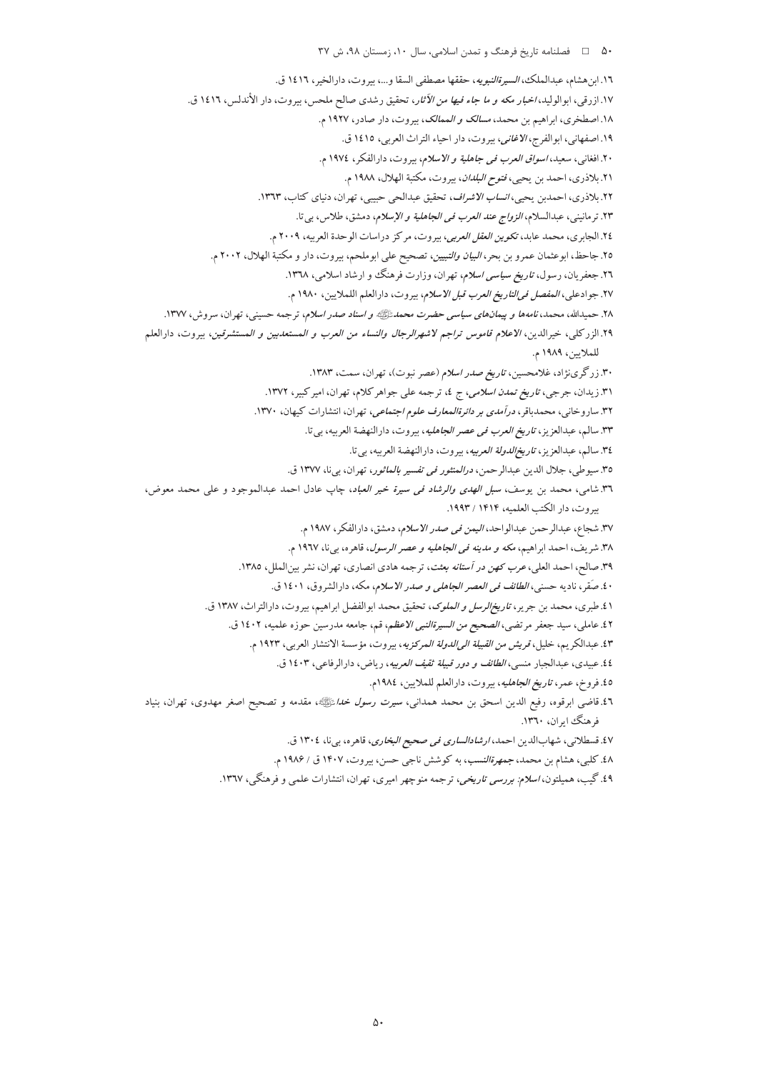۱۶. ابن‌هشام، عبدالملک، *السیرةالنبویه*، حققها مصطفی السقا و...، بیروت، دارالخیر، ۱٤۱٦ ق.

۱۷. ازرقی، ابوالولید، *اخبار مکه و ما جاء فیها من الآثار*، تحقیق رشدی صالح ملحس، بیروت، دار الأندلس، ۱٤۱٦ ق.

۱۸. اصطخری، ابراهیم بن محمد، *مسالک و الممالک*، بیروت، دار صادر، ۱۹۲۷ م.

۱۹. اصفهانی، ابوالفرج، *الاغانی*، بیروت، دار احیاء التراث العربی، ۱٤۱٥ ق.

۲۰. افغانی، سعید، *اسواق العرب فی جاهلیة و الاسلام*، بیروت، دارالفکر، ۱۹۷٤ م.

۲۱. بلاذری، احمد بن یحیی، *فتوح البلدان*، بیروت، مکتبة الهلال، ۱۹۸۸ م.

۲۲. بلاذری، احمدبن یحیی، *انساب الاشراف*، تحقیق عبدالحی حبیبی، تهران، دنیای کتاب، ۱۳٦۳.

۲۳. ترمانینی، عبدالسلام، *الزواج عند العرب فی الجاهلیة و الإسلام*، دمشق، طلاس، بی‌تا.

۲٤. الجابری، محمد عابد، *تکوین العقل العربی*، بیروت، مرکز دراسات الوحدة العربیه، ۲۰۰۹ م.

۲٥. جاحظ، ابوعثمان عمرو بن بحر، *البیان والتبیین*، تصحیح علی بوملحم، بیروت، دار و مکتبة الهلال، ۲۰۰۲ م.

۲٦. جعفریان، رسول، *تاریخ سیاسی اسلام*، تهران، وزارت فرهنگ و ارشاد اسلامی، ۱۳٦۸.

۲۷. جوادعلی، *المفصل فی‌التاریخ العرب قبل الاسلام*، بیروت، دارالعلم اللملایین، ۱۹۸۰ م.

۲۸. حمیدالله، محمد، *نامه‌ها و پیمان‌های سیاسی حضرت محمد ﷺ و اسناد صدر اسلام*، ترجمه حسینی، تهران، سروش، ۱۳۷۷.

۲۹. الزرکلی، خیرالدین، *الاعلام قاموس تراجم لاشهرالرجال والنساء من العرب و المستعدبین و المستشرقین*، بیروت، دارالعلم للملایین، ۱۹۸۹ م.

۳۰. زرگری‌نژاد، غلامحسین، *تاریخ صدر اسلام* (عصر نبوت)، تهران، سمت، ۱۳۸۳.

۳۱. زیدان، جرجی، *تاریخ تمدن اسلامی*، ج ٤، ترجمه علی جواهرکلام، تهران، امیرکبیر، ۱۳۷۲.

۳۲. ساروخانی، محمدباقر، *درآمدی بر دائرةالمعارف علوم اجتماعی*، تهران، انتشارات کیهان، ۱۳۷۰.

۳۳. سالم، عبدالعزیز، *تاریخ العرب فی عصر الجاهلیه*، بیروت، دارالنهضة العربیه، بی‌تا.

۳٤. سالم، عبدالعزیز، *تاریخ‌الدولة العربیه*، بیروت، دارالنهضة العربیه، بی‌تا.

۳٥. سیوطی، جلال الدین عبدالرحمن، *درالمنثور فی تفسیر بالمائور*، تهران، بی‌نا، ۱۳۷۷ ق.

۳٦. شامی، محمد بن یوسف، *سبل الهدی والرشاد فی سیرة خیر العباد*، چاپ عادل احمد عبدالموجود و علی محمد معوض، بیروت، دار الکتب العلمیه، ۱٤۱٤ / ۱۹۹۳.

۳۷. شجاع، عبدالرحمن عبدالواحد، *الیمن فی صدر الاسلام*، دمشق، دارالفکر، ۱۹۸۷ م.

۳۸. شریف، احمد ابراهیم، *مکه و مدینه فی الجاهلیه و عصر الرسول*، قاهره، بی‌نا، ۱۹٦۷ م.

۳۹. صالح، احمد العلی، *عرب کهن در آستانه بعثت*، ترجمه هادی انصاری، تهران، نشر بین‌الملل، ۱۳۸٥.

٤۰. صقر، نادیه حسنی، *الطائف فی العصر الجاهلی و صدر الاسلام*، مکه، دارالشروق، ۱٤۰۱ ق.

٤۱. طبری، محمد بن جریر، *تاریخ‌الرسل و الملوک*، تحقیق محمد ابوالفضل ابراهیم، بیروت، دارالتراث، ۱۳۸۷ ق.

٤۲. عاملی، سید جعفر مرتضی، *الصحیح من السیرةالنبی الاعظم*، قم، جامعه مدرسین حوزه علمیه، ۱٤۰۲ ق.

٤۳. عبدالکریم، خلیل، *قریش من القبیلة الی‌الدولة المرکزیه*، بیروت، مؤسسة الانتشار العربی، ۱۹۲۳ م.

٤٤. عبیدی، عبدالجبار منسی، *الطائف و دور قبیلة ثقیف العربیه*، ریاض، دارالرفاعی، ۱٤۰۳ ق.

٤٥. فروخ، عمر، *تاریخ الجاهلیه*، بیروت، دارالعلم للملایین، ۱۹۸٤م.

٤٦. قاضی ابرقوه، رفیع الدین اسحق بن محمد همدانی، *سیرت رسول خدا ﷺ*، مقدمه و تصحیح اصغر مهدوی، تهران، بنیاد فرهنگ ایران، ۱۳٦۰.

٤۷. قسطلانی، شهاب‌الدین احمد، *ارشادالساری فی صحیح البخاری*، قاهره، بی‌نا، ۱۳۰٤ ق.

٤۸. کلبی، هشام بن محمد، *جمهرةالنسب*، به کوشش ناجی حسن، بیروت، ۱٤۰۷ ق / ۱۹۸٦ م.

٤۹. گیب، همیلتون، *اسلام: بررسی تاریخی*، ترجمه منوچهر امیری، تهران، انتشارات علمی و فرهنگی، ۱۳٦۷.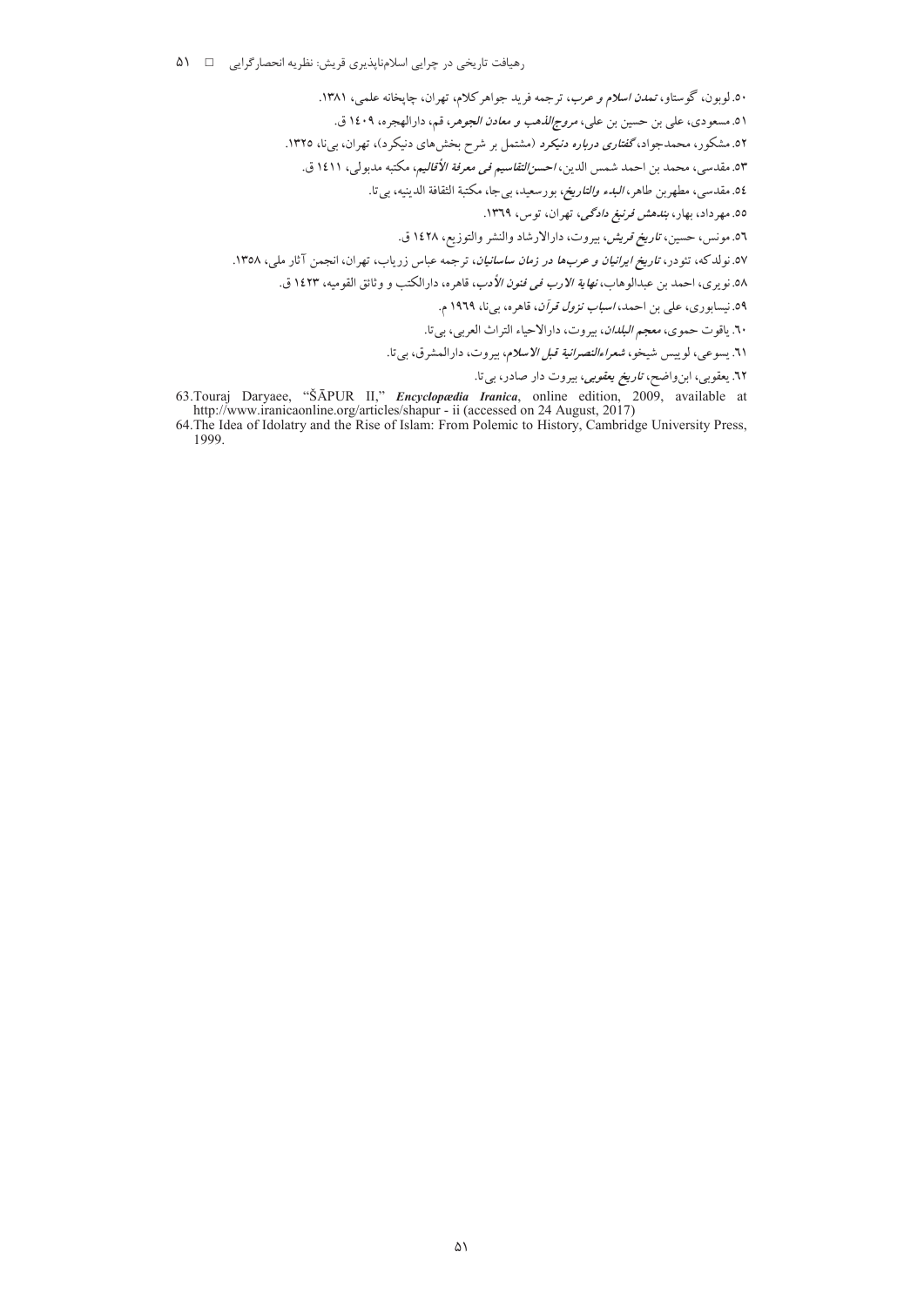۵۰. لوبون، گوستاو، *تمدن اسلام و عرب*، ترجمه فرید جواهرکلام، تهران، چاپخانه علمی، ۱۳۸۱.

۵۱. مسعودی، علی بن حسین بن علی، *مروج‌الذهب و معادن الجوهر*، قم، دارالهجره، ۱۴۰۹ ق.

۵۲. مشکور، محمدجواد، *گفتاری درباره دینکرد* (مشتمل بر شرح بخش‌های دینکرد)، تهران، بی‌نا، ۱۳۲۵.

۵۳. مقدسی، محمد بن احمد شمس الدین، *احسن‌التقاسیم فی معرفة الأقالیم*، مکتبه مدبولی، ۱۴۱۱ ق.

۵۴. مقدسی، مطهربن طاهر، *البدء والتاریخ*، بورسعید، بی‌جا، مکتبة الثقافة الدینیه، بی‌تا.

۵۵. مهرداد، بهار، *بندهش فرنبغ دادگی*، تهران، توس، ۱۳۶۹.

۵۶. مونس، حسین، *تاریخ قریش*، بیروت، دارالارشاد والنشر والتوزیع، ۱۴۲۸ ق.

۵۷. نولدکه، تئودر، *تاریخ ایرانیان و عرب‌ها در زمان ساسانیان*، ترجمه عباس زریاب، تهران، انجمن آثار ملی، ۱۳۵۸.

۵۸. نویری، احمد بن عبدالوهاب، *نهایة الارب فی فنون الأدب*، قاهره، دارالکتب و وثائق القومیه، ۱۴۲۳ ق.

۵۹. نیسابوری، علی بن احمد، *اسباب نزول قرآن*، قاهره، بی‌نا، ۱۹۶۹ م.

۶۰. یاقوت حموی، *معجم البلدان*، بیروت، دارالاحیاء التراث العربی، بی‌تا.

۶۱. یسوعی، لوییس شیخو، *شعراءالنصرانیة قبل الاسلام*، بیروت، دارالمشرق، بی‌تا.

۶۲. یعقوبی، ابن‌واضح، *تاریخ یعقوبی*، بیروت دار صادر، بی‌تا.

63. Touraj Daryaee, "ŠĀPUR II," ***Encyclopædia Iranica***, online edition, 2009, available at http://www.iranicaonline.org/articles/shapur - ii (accessed on 24 August, 2017)

64. The Idea of Idolatry and the Rise of Islam: From Polemic to History, Cambridge University Press, 1999.